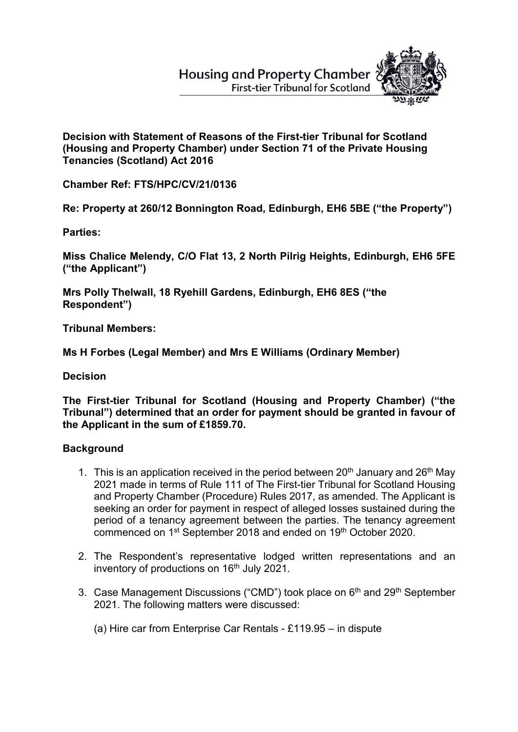Housing and Property Chamber
First-tier Tribunal for Scotland

**Decision with Statement of Reasons of the First-tier Tribunal for Scotland (Housing and Property Chamber) under Section 71 of the Private Housing Tenancies (Scotland) Act 2016**

**Chamber Ref: FTS/HPC/CV/21/0136**

**Re: Property at 260/12 Bonnington Road, Edinburgh, EH6 5BE ("the Property")**

**Parties:**

**Miss Chalice Melendy, C/O Flat 13, 2 North Pilrig Heights, Edinburgh, EH6 5FE ("the Applicant")**

**Mrs Polly Thelwall, 18 Ryehill Gardens, Edinburgh, EH6 8ES ("the Respondent")**

**Tribunal Members:**

**Ms H Forbes (Legal Member) and Mrs E Williams (Ordinary Member)**

**Decision**

**The First-tier Tribunal for Scotland (Housing and Property Chamber) ("the Tribunal") determined that an order for payment should be granted in favour of the Applicant in the sum of £1859.70.**

**Background**

1. This is an application received in the period between 20th January and 26th May 2021 made in terms of Rule 111 of The First-tier Tribunal for Scotland Housing and Property Chamber (Procedure) Rules 2017, as amended. The Applicant is seeking an order for payment in respect of alleged losses sustained during the period of a tenancy agreement between the parties. The tenancy agreement commenced on 1st September 2018 and ended on 19th October 2020.

2. The Respondent's representative lodged written representations and an inventory of productions on 16th July 2021.

3. Case Management Discussions ("CMD") took place on 6th and 29th September 2021. The following matters were discussed:

   (a) Hire car from Enterprise Car Rentals - £119.95 – in dispute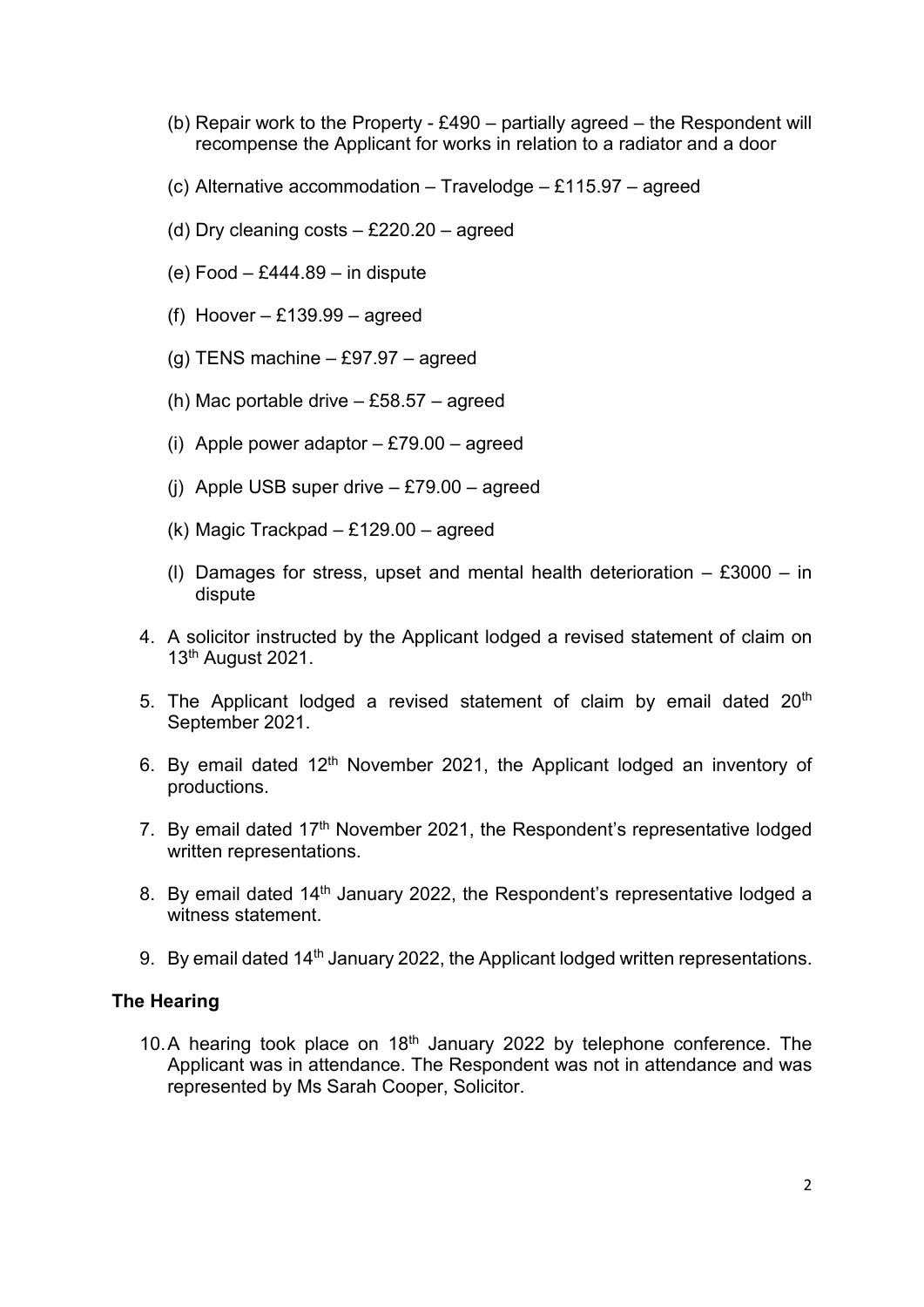(b) Repair work to the Property - £490 – partially agreed – the Respondent will recompense the Applicant for works in relation to a radiator and a door

(c) Alternative accommodation – Travelodge – £115.97 – agreed

(d) Dry cleaning costs – £220.20 – agreed

(e) Food – £444.89 – in dispute

(f) Hoover – £139.99 – agreed

(g) TENS machine – £97.97 – agreed

(h) Mac portable drive – £58.57 – agreed

(i) Apple power adaptor – £79.00 – agreed

(j) Apple USB super drive – £79.00 – agreed

(k) Magic Trackpad – £129.00 – agreed

(l) Damages for stress, upset and mental health deterioration – £3000 – in dispute

4. A solicitor instructed by the Applicant lodged a revised statement of claim on 13th August 2021.

5. The Applicant lodged a revised statement of claim by email dated 20th September 2021.

6. By email dated 12th November 2021, the Applicant lodged an inventory of productions.

7. By email dated 17th November 2021, the Respondent's representative lodged written representations.

8. By email dated 14th January 2022, the Respondent's representative lodged a witness statement.

9. By email dated 14th January 2022, the Applicant lodged written representations.

**The Hearing**

10. A hearing took place on 18th January 2022 by telephone conference. The Applicant was in attendance. The Respondent was not in attendance and was represented by Ms Sarah Cooper, Solicitor.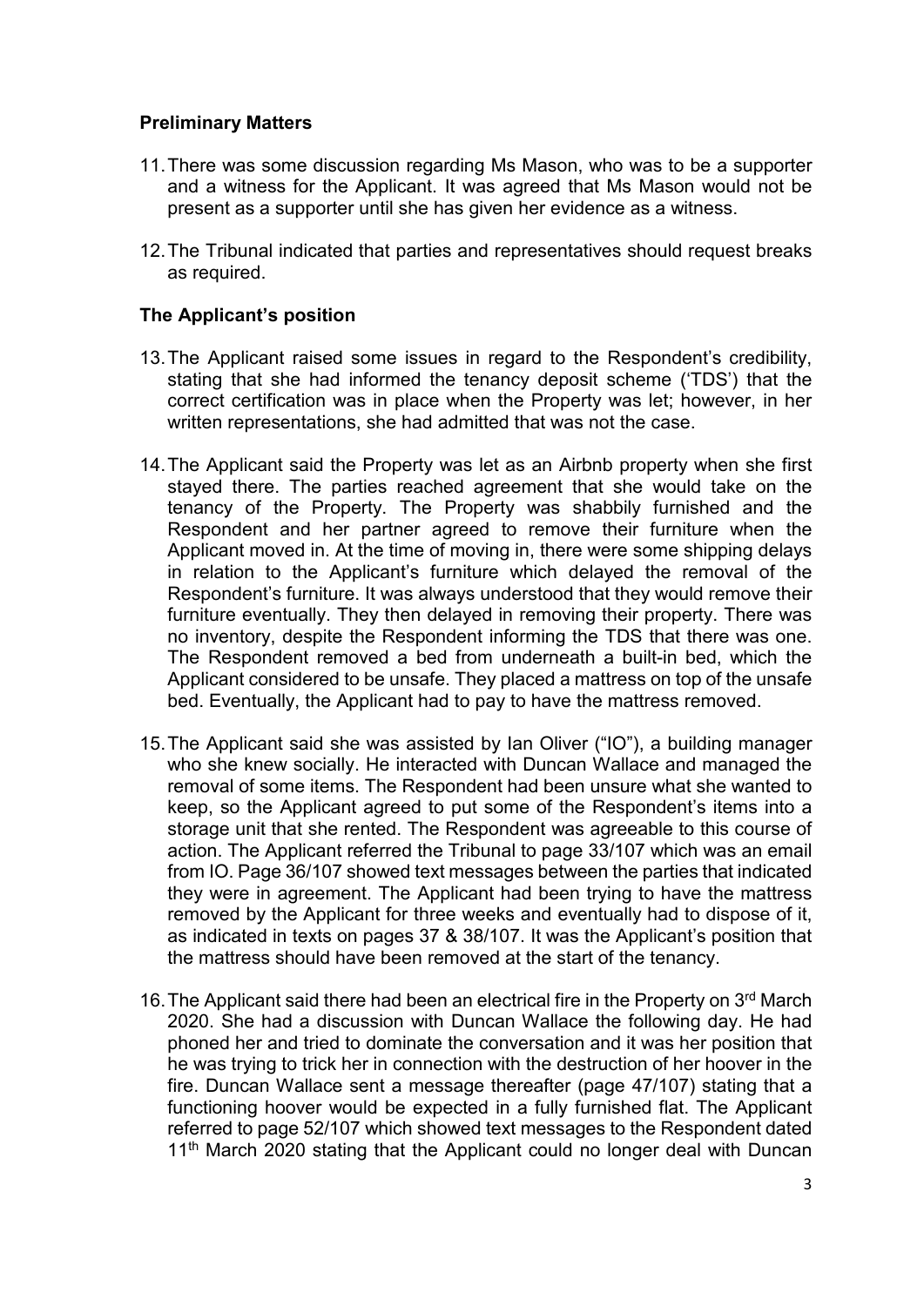## Preliminary Matters

11. There was some discussion regarding Ms Mason, who was to be a supporter and a witness for the Applicant. It was agreed that Ms Mason would not be present as a supporter until she has given her evidence as a witness.

12. The Tribunal indicated that parties and representatives should request breaks as required.

## The Applicant's position

13. The Applicant raised some issues in regard to the Respondent's credibility, stating that she had informed the tenancy deposit scheme ('TDS') that the correct certification was in place when the Property was let; however, in her written representations, she had admitted that was not the case.

14. The Applicant said the Property was let as an Airbnb property when she first stayed there. The parties reached agreement that she would take on the tenancy of the Property. The Property was shabbily furnished and the Respondent and her partner agreed to remove their furniture when the Applicant moved in. At the time of moving in, there were some shipping delays in relation to the Applicant's furniture which delayed the removal of the Respondent's furniture. It was always understood that they would remove their furniture eventually. They then delayed in removing their property. There was no inventory, despite the Respondent informing the TDS that there was one. The Respondent removed a bed from underneath a built-in bed, which the Applicant considered to be unsafe. They placed a mattress on top of the unsafe bed. Eventually, the Applicant had to pay to have the mattress removed.

15. The Applicant said she was assisted by Ian Oliver ("IO"), a building manager who she knew socially. He interacted with Duncan Wallace and managed the removal of some items. The Respondent had been unsure what she wanted to keep, so the Applicant agreed to put some of the Respondent's items into a storage unit that she rented. The Respondent was agreeable to this course of action. The Applicant referred the Tribunal to page 33/107 which was an email from IO. Page 36/107 showed text messages between the parties that indicated they were in agreement. The Applicant had been trying to have the mattress removed by the Applicant for three weeks and eventually had to dispose of it, as indicated in texts on pages 37 & 38/107. It was the Applicant's position that the mattress should have been removed at the start of the tenancy.

16. The Applicant said there had been an electrical fire in the Property on 3rd March 2020. She had a discussion with Duncan Wallace the following day. He had phoned her and tried to dominate the conversation and it was her position that he was trying to trick her in connection with the destruction of her hoover in the fire. Duncan Wallace sent a message thereafter (page 47/107) stating that a functioning hoover would be expected in a fully furnished flat. The Applicant referred to page 52/107 which showed text messages to the Respondent dated 11th March 2020 stating that the Applicant could no longer deal with Duncan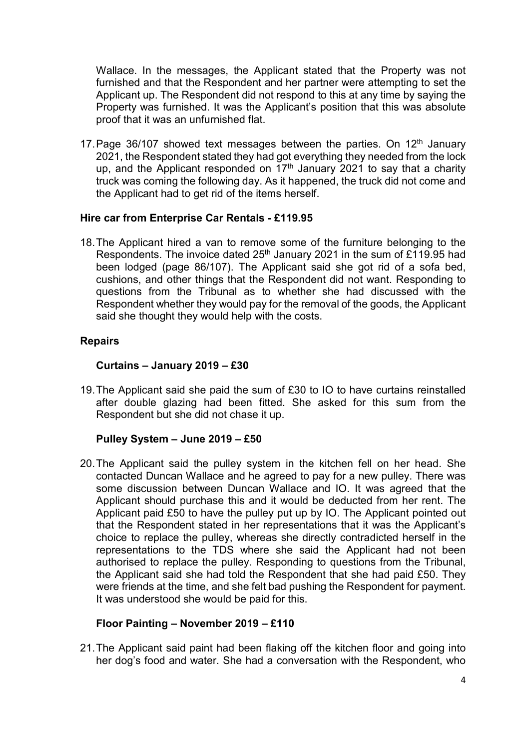Wallace. In the messages, the Applicant stated that the Property was not furnished and that the Respondent and her partner were attempting to set the Applicant up. The Respondent did not respond to this at any time by saying the Property was furnished. It was the Applicant's position that this was absolute proof that it was an unfurnished flat.

17. Page 36/107 showed text messages between the parties. On 12th January 2021, the Respondent stated they had got everything they needed from the lock up, and the Applicant responded on 17th January 2021 to say that a charity truck was coming the following day. As it happened, the truck did not come and the Applicant had to get rid of the items herself.

### Hire car from Enterprise Car Rentals - £119.95

18. The Applicant hired a van to remove some of the furniture belonging to the Respondents. The invoice dated 25th January 2021 in the sum of £119.95 had been lodged (page 86/107). The Applicant said she got rid of a sofa bed, cushions, and other things that the Respondent did not want. Responding to questions from the Tribunal as to whether she had discussed with the Respondent whether they would pay for the removal of the goods, the Applicant said she thought they would help with the costs.

### Repairs

#### Curtains – January 2019 – £30

19. The Applicant said she paid the sum of £30 to IO to have curtains reinstalled after double glazing had been fitted. She asked for this sum from the Respondent but she did not chase it up.

#### Pulley System – June 2019 – £50

20. The Applicant said the pulley system in the kitchen fell on her head. She contacted Duncan Wallace and he agreed to pay for a new pulley. There was some discussion between Duncan Wallace and IO. It was agreed that the Applicant should purchase this and it would be deducted from her rent. The Applicant paid £50 to have the pulley put up by IO. The Applicant pointed out that the Respondent stated in her representations that it was the Applicant's choice to replace the pulley, whereas she directly contradicted herself in the representations to the TDS where she said the Applicant had not been authorised to replace the pulley. Responding to questions from the Tribunal, the Applicant said she had told the Respondent that she had paid £50. They were friends at the time, and she felt bad pushing the Respondent for payment. It was understood she would be paid for this.

#### Floor Painting – November 2019 – £110

21. The Applicant said paint had been flaking off the kitchen floor and going into her dog's food and water. She had a conversation with the Respondent, who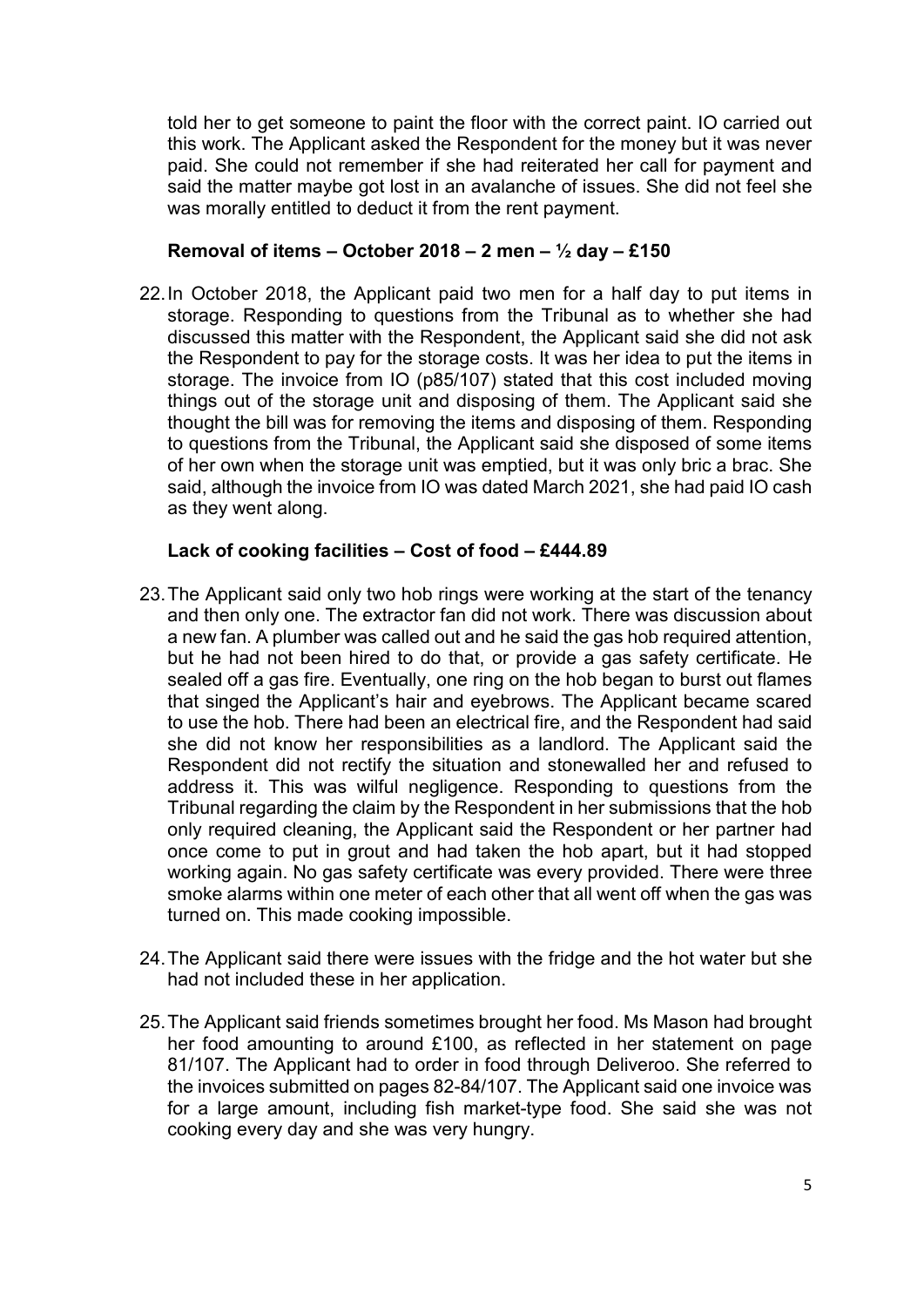told her to get someone to paint the floor with the correct paint. IO carried out this work. The Applicant asked the Respondent for the money but it was never paid. She could not remember if she had reiterated her call for payment and said the matter maybe got lost in an avalanche of issues. She did not feel she was morally entitled to deduct it from the rent payment.

**Removal of items – October 2018 – 2 men – ½ day – £150**

22. In October 2018, the Applicant paid two men for a half day to put items in storage. Responding to questions from the Tribunal as to whether she had discussed this matter with the Respondent, the Applicant said she did not ask the Respondent to pay for the storage costs. It was her idea to put the items in storage. The invoice from IO (p85/107) stated that this cost included moving things out of the storage unit and disposing of them. The Applicant said she thought the bill was for removing the items and disposing of them. Responding to questions from the Tribunal, the Applicant said she disposed of some items of her own when the storage unit was emptied, but it was only bric a brac. She said, although the invoice from IO was dated March 2021, she had paid IO cash as they went along.

**Lack of cooking facilities – Cost of food – £444.89**

23. The Applicant said only two hob rings were working at the start of the tenancy and then only one. The extractor fan did not work. There was discussion about a new fan. A plumber was called out and he said the gas hob required attention, but he had not been hired to do that, or provide a gas safety certificate. He sealed off a gas fire. Eventually, one ring on the hob began to burst out flames that singed the Applicant's hair and eyebrows. The Applicant became scared to use the hob. There had been an electrical fire, and the Respondent had said she did not know her responsibilities as a landlord. The Applicant said the Respondent did not rectify the situation and stonewalled her and refused to address it. This was wilful negligence. Responding to questions from the Tribunal regarding the claim by the Respondent in her submissions that the hob only required cleaning, the Applicant said the Respondent or her partner had once come to put in grout and had taken the hob apart, but it had stopped working again. No gas safety certificate was every provided. There were three smoke alarms within one meter of each other that all went off when the gas was turned on. This made cooking impossible.

24. The Applicant said there were issues with the fridge and the hot water but she had not included these in her application.

25. The Applicant said friends sometimes brought her food. Ms Mason had brought her food amounting to around £100, as reflected in her statement on page 81/107. The Applicant had to order in food through Deliveroo. She referred to the invoices submitted on pages 82-84/107. The Applicant said one invoice was for a large amount, including fish market-type food. She said she was not cooking every day and she was very hungry.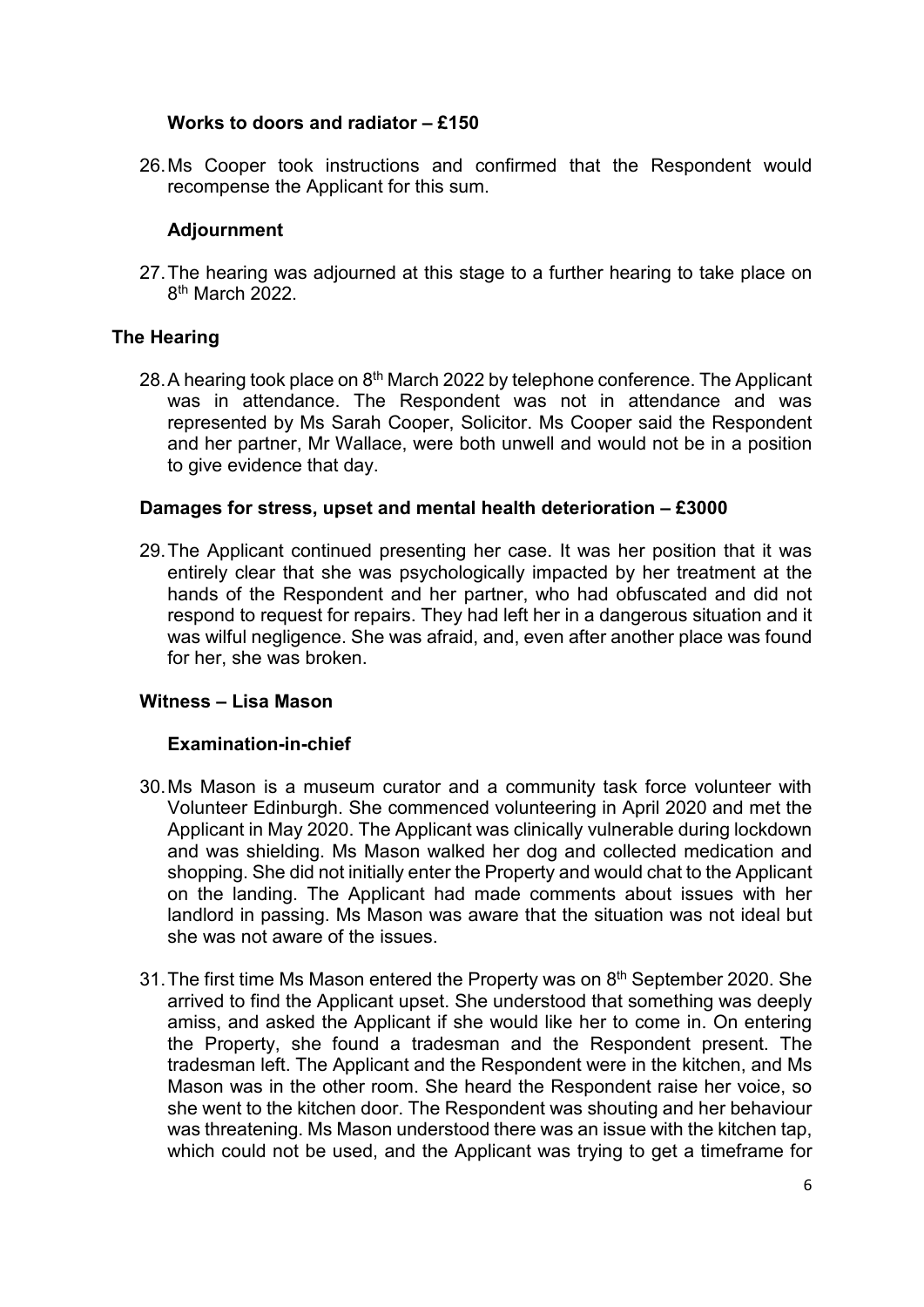### Works to doors and radiator – £150

26. Ms Cooper took instructions and confirmed that the Respondent would recompense the Applicant for this sum.

### Adjournment

27. The hearing was adjourned at this stage to a further hearing to take place on 8th March 2022.

## The Hearing

28. A hearing took place on 8th March 2022 by telephone conference. The Applicant was in attendance. The Respondent was not in attendance and was represented by Ms Sarah Cooper, Solicitor. Ms Cooper said the Respondent and her partner, Mr Wallace, were both unwell and would not be in a position to give evidence that day.

### Damages for stress, upset and mental health deterioration – £3000

29. The Applicant continued presenting her case. It was her position that it was entirely clear that she was psychologically impacted by her treatment at the hands of the Respondent and her partner, who had obfuscated and did not respond to request for repairs. They had left her in a dangerous situation and it was wilful negligence. She was afraid, and, even after another place was found for her, she was broken.

### Witness – Lisa Mason

#### Examination-in-chief

30. Ms Mason is a museum curator and a community task force volunteer with Volunteer Edinburgh. She commenced volunteering in April 2020 and met the Applicant in May 2020. The Applicant was clinically vulnerable during lockdown and was shielding. Ms Mason walked her dog and collected medication and shopping. She did not initially enter the Property and would chat to the Applicant on the landing. The Applicant had made comments about issues with her landlord in passing. Ms Mason was aware that the situation was not ideal but she was not aware of the issues.

31. The first time Ms Mason entered the Property was on 8th September 2020. She arrived to find the Applicant upset. She understood that something was deeply amiss, and asked the Applicant if she would like her to come in. On entering the Property, she found a tradesman and the Respondent present. The tradesman left. The Applicant and the Respondent were in the kitchen, and Ms Mason was in the other room. She heard the Respondent raise her voice, so she went to the kitchen door. The Respondent was shouting and her behaviour was threatening. Ms Mason understood there was an issue with the kitchen tap, which could not be used, and the Applicant was trying to get a timeframe for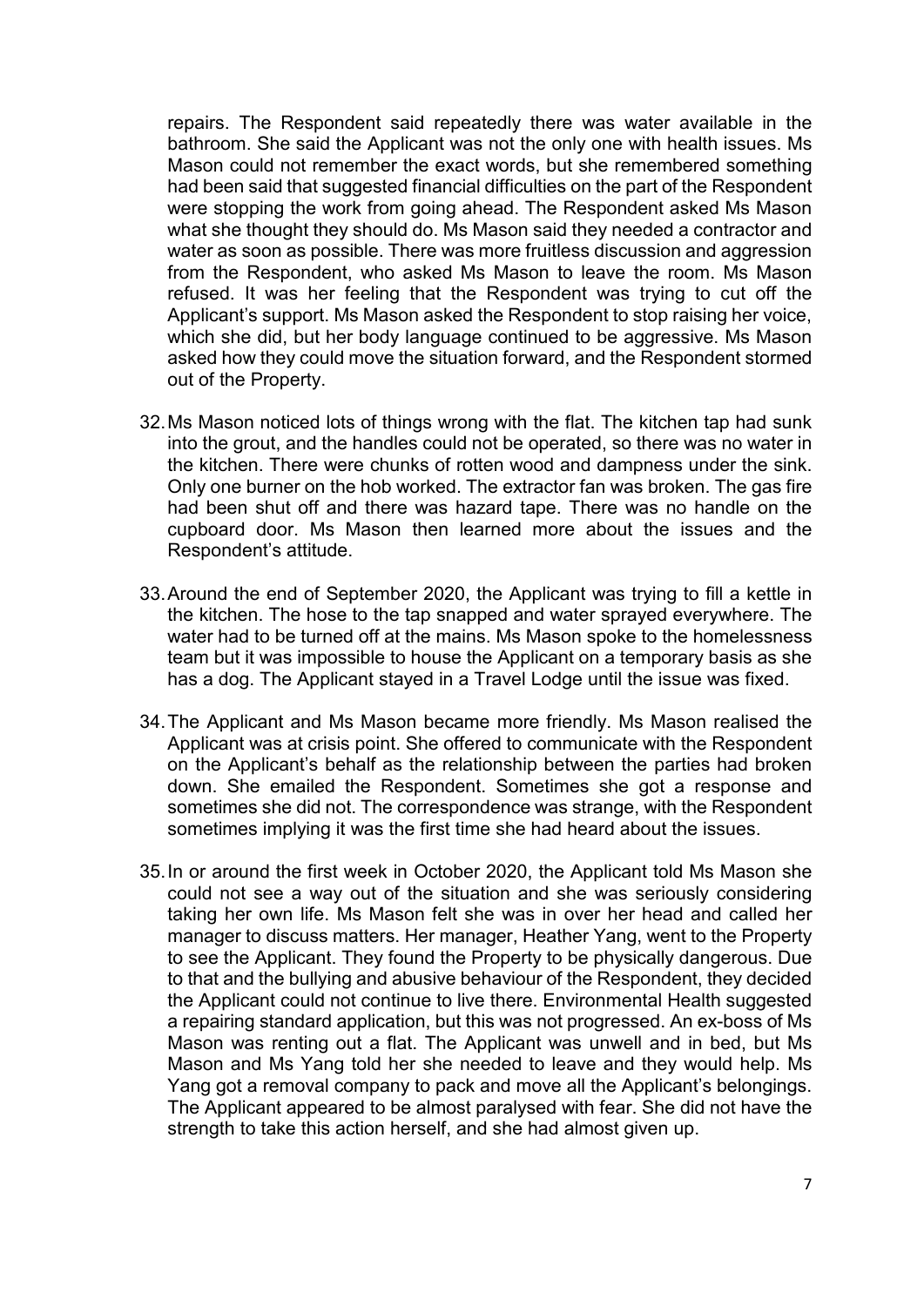repairs. The Respondent said repeatedly there was water available in the bathroom. She said the Applicant was not the only one with health issues. Ms Mason could not remember the exact words, but she remembered something had been said that suggested financial difficulties on the part of the Respondent were stopping the work from going ahead. The Respondent asked Ms Mason what she thought they should do. Ms Mason said they needed a contractor and water as soon as possible. There was more fruitless discussion and aggression from the Respondent, who asked Ms Mason to leave the room. Ms Mason refused. It was her feeling that the Respondent was trying to cut off the Applicant's support. Ms Mason asked the Respondent to stop raising her voice, which she did, but her body language continued to be aggressive. Ms Mason asked how they could move the situation forward, and the Respondent stormed out of the Property.

32. Ms Mason noticed lots of things wrong with the flat. The kitchen tap had sunk into the grout, and the handles could not be operated, so there was no water in the kitchen. There were chunks of rotten wood and dampness under the sink. Only one burner on the hob worked. The extractor fan was broken. The gas fire had been shut off and there was hazard tape. There was no handle on the cupboard door. Ms Mason then learned more about the issues and the Respondent's attitude.

33. Around the end of September 2020, the Applicant was trying to fill a kettle in the kitchen. The hose to the tap snapped and water sprayed everywhere. The water had to be turned off at the mains. Ms Mason spoke to the homelessness team but it was impossible to house the Applicant on a temporary basis as she has a dog. The Applicant stayed in a Travel Lodge until the issue was fixed.

34. The Applicant and Ms Mason became more friendly. Ms Mason realised the Applicant was at crisis point. She offered to communicate with the Respondent on the Applicant's behalf as the relationship between the parties had broken down. She emailed the Respondent. Sometimes she got a response and sometimes she did not. The correspondence was strange, with the Respondent sometimes implying it was the first time she had heard about the issues.

35. In or around the first week in October 2020, the Applicant told Ms Mason she could not see a way out of the situation and she was seriously considering taking her own life. Ms Mason felt she was in over her head and called her manager to discuss matters. Her manager, Heather Yang, went to the Property to see the Applicant. They found the Property to be physically dangerous. Due to that and the bullying and abusive behaviour of the Respondent, they decided the Applicant could not continue to live there. Environmental Health suggested a repairing standard application, but this was not progressed. An ex-boss of Ms Mason was renting out a flat. The Applicant was unwell and in bed, but Ms Mason and Ms Yang told her she needed to leave and they would help. Ms Yang got a removal company to pack and move all the Applicant's belongings. The Applicant appeared to be almost paralysed with fear. She did not have the strength to take this action herself, and she had almost given up.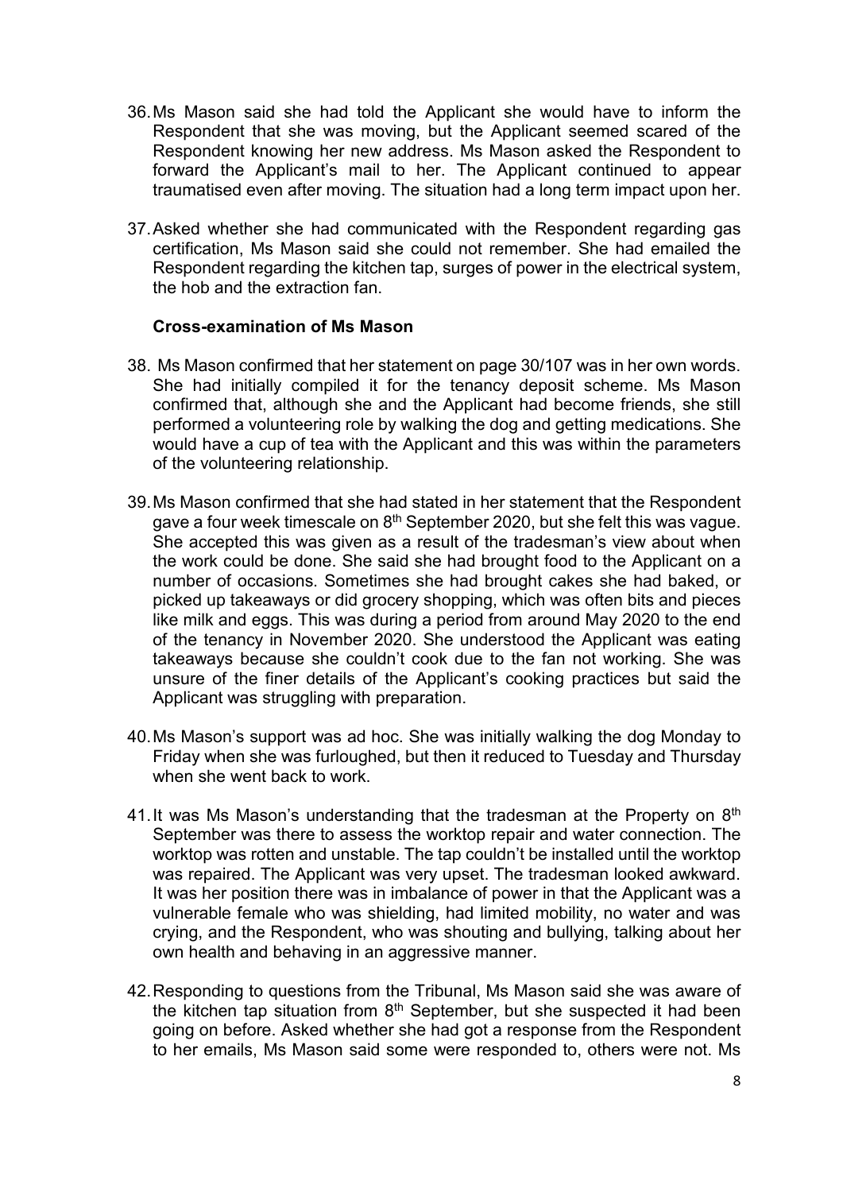36. Ms Mason said she had told the Applicant she would have to inform the Respondent that she was moving, but the Applicant seemed scared of the Respondent knowing her new address. Ms Mason asked the Respondent to forward the Applicant's mail to her. The Applicant continued to appear traumatised even after moving. The situation had a long term impact upon her.

37. Asked whether she had communicated with the Respondent regarding gas certification, Ms Mason said she could not remember. She had emailed the Respondent regarding the kitchen tap, surges of power in the electrical system, the hob and the extraction fan.

**Cross-examination of Ms Mason**

38. Ms Mason confirmed that her statement on page 30/107 was in her own words. She had initially compiled it for the tenancy deposit scheme. Ms Mason confirmed that, although she and the Applicant had become friends, she still performed a volunteering role by walking the dog and getting medications. She would have a cup of tea with the Applicant and this was within the parameters of the volunteering relationship.

39. Ms Mason confirmed that she had stated in her statement that the Respondent gave a four week timescale on 8th September 2020, but she felt this was vague. She accepted this was given as a result of the tradesman's view about when the work could be done. She said she had brought food to the Applicant on a number of occasions. Sometimes she had brought cakes she had baked, or picked up takeaways or did grocery shopping, which was often bits and pieces like milk and eggs. This was during a period from around May 2020 to the end of the tenancy in November 2020. She understood the Applicant was eating takeaways because she couldn't cook due to the fan not working. She was unsure of the finer details of the Applicant's cooking practices but said the Applicant was struggling with preparation.

40. Ms Mason's support was ad hoc. She was initially walking the dog Monday to Friday when she was furloughed, but then it reduced to Tuesday and Thursday when she went back to work.

41. It was Ms Mason's understanding that the tradesman at the Property on 8th September was there to assess the worktop repair and water connection. The worktop was rotten and unstable. The tap couldn't be installed until the worktop was repaired. The Applicant was very upset. The tradesman looked awkward. It was her position there was in imbalance of power in that the Applicant was a vulnerable female who was shielding, had limited mobility, no water and was crying, and the Respondent, who was shouting and bullying, talking about her own health and behaving in an aggressive manner.

42. Responding to questions from the Tribunal, Ms Mason said she was aware of the kitchen tap situation from 8th September, but she suspected it had been going on before. Asked whether she had got a response from the Respondent to her emails, Ms Mason said some were responded to, others were not. Ms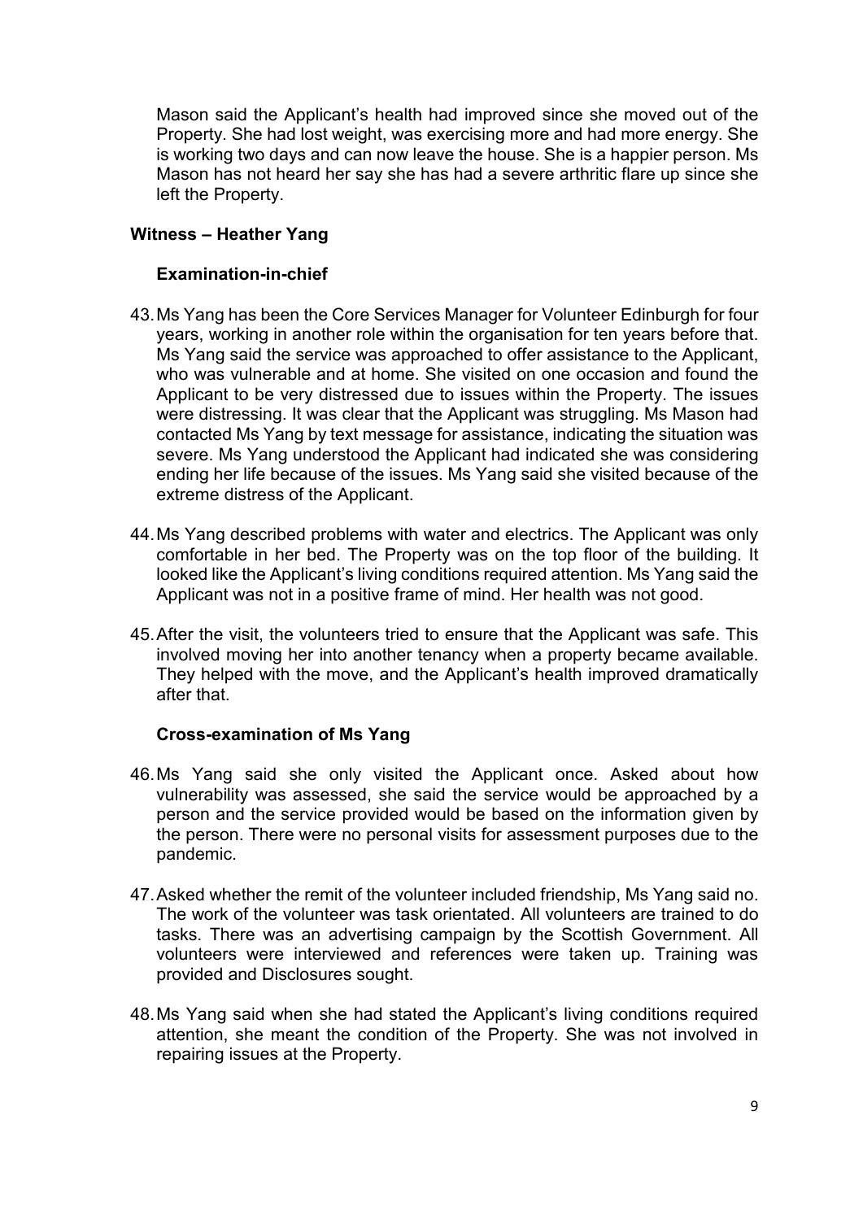Mason said the Applicant's health had improved since she moved out of the Property. She had lost weight, was exercising more and had more energy. She is working two days and can now leave the house. She is a happier person. Ms Mason has not heard her say she has had a severe arthritic flare up since she left the Property.

**Witness – Heather Yang**

**Examination-in-chief**

43. Ms Yang has been the Core Services Manager for Volunteer Edinburgh for four years, working in another role within the organisation for ten years before that. Ms Yang said the service was approached to offer assistance to the Applicant, who was vulnerable and at home. She visited on one occasion and found the Applicant to be very distressed due to issues within the Property. The issues were distressing. It was clear that the Applicant was struggling. Ms Mason had contacted Ms Yang by text message for assistance, indicating the situation was severe. Ms Yang understood the Applicant had indicated she was considering ending her life because of the issues. Ms Yang said she visited because of the extreme distress of the Applicant.

44. Ms Yang described problems with water and electrics. The Applicant was only comfortable in her bed. The Property was on the top floor of the building. It looked like the Applicant's living conditions required attention. Ms Yang said the Applicant was not in a positive frame of mind. Her health was not good.

45. After the visit, the volunteers tried to ensure that the Applicant was safe. This involved moving her into another tenancy when a property became available. They helped with the move, and the Applicant's health improved dramatically after that.

**Cross-examination of Ms Yang**

46. Ms Yang said she only visited the Applicant once. Asked about how vulnerability was assessed, she said the service would be approached by a person and the service provided would be based on the information given by the person. There were no personal visits for assessment purposes due to the pandemic.

47. Asked whether the remit of the volunteer included friendship, Ms Yang said no. The work of the volunteer was task orientated. All volunteers are trained to do tasks. There was an advertising campaign by the Scottish Government. All volunteers were interviewed and references were taken up. Training was provided and Disclosures sought.

48. Ms Yang said when she had stated the Applicant's living conditions required attention, she meant the condition of the Property. She was not involved in repairing issues at the Property.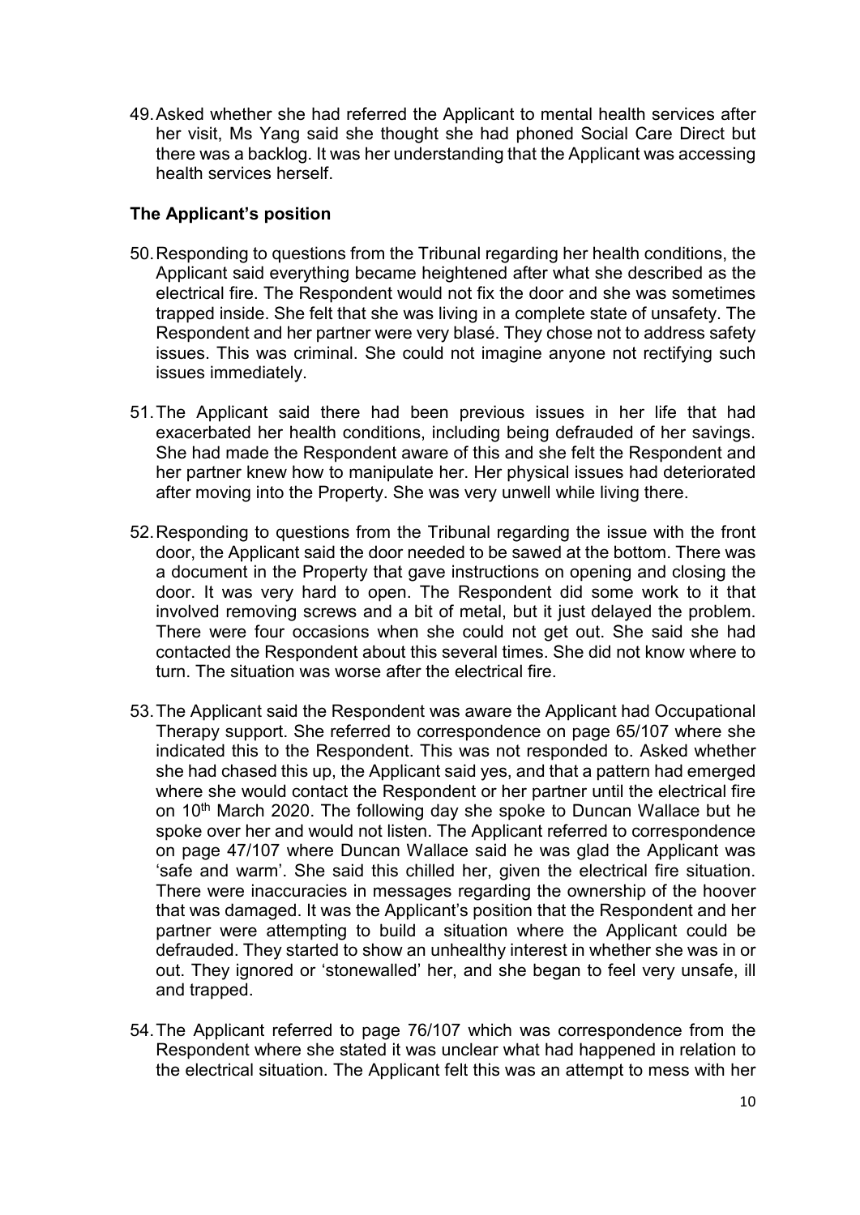49. Asked whether she had referred the Applicant to mental health services after her visit, Ms Yang said she thought she had phoned Social Care Direct but there was a backlog. It was her understanding that the Applicant was accessing health services herself.

**The Applicant's position**

50. Responding to questions from the Tribunal regarding her health conditions, the Applicant said everything became heightened after what she described as the electrical fire. The Respondent would not fix the door and she was sometimes trapped inside. She felt that she was living in a complete state of unsafety. The Respondent and her partner were very blasé. They chose not to address safety issues. This was criminal. She could not imagine anyone not rectifying such issues immediately.

51. The Applicant said there had been previous issues in her life that had exacerbated her health conditions, including being defrauded of her savings. She had made the Respondent aware of this and she felt the Respondent and her partner knew how to manipulate her. Her physical issues had deteriorated after moving into the Property. She was very unwell while living there.

52. Responding to questions from the Tribunal regarding the issue with the front door, the Applicant said the door needed to be sawed at the bottom. There was a document in the Property that gave instructions on opening and closing the door. It was very hard to open. The Respondent did some work to it that involved removing screws and a bit of metal, but it just delayed the problem. There were four occasions when she could not get out. She said she had contacted the Respondent about this several times. She did not know where to turn. The situation was worse after the electrical fire.

53. The Applicant said the Respondent was aware the Applicant had Occupational Therapy support. She referred to correspondence on page 65/107 where she indicated this to the Respondent. This was not responded to. Asked whether she had chased this up, the Applicant said yes, and that a pattern had emerged where she would contact the Respondent or her partner until the electrical fire on 10th March 2020. The following day she spoke to Duncan Wallace but he spoke over her and would not listen. The Applicant referred to correspondence on page 47/107 where Duncan Wallace said he was glad the Applicant was 'safe and warm'. She said this chilled her, given the electrical fire situation. There were inaccuracies in messages regarding the ownership of the hoover that was damaged. It was the Applicant's position that the Respondent and her partner were attempting to build a situation where the Applicant could be defrauded. They started to show an unhealthy interest in whether she was in or out. They ignored or 'stonewalled' her, and she began to feel very unsafe, ill and trapped.

54. The Applicant referred to page 76/107 which was correspondence from the Respondent where she stated it was unclear what had happened in relation to the electrical situation. The Applicant felt this was an attempt to mess with her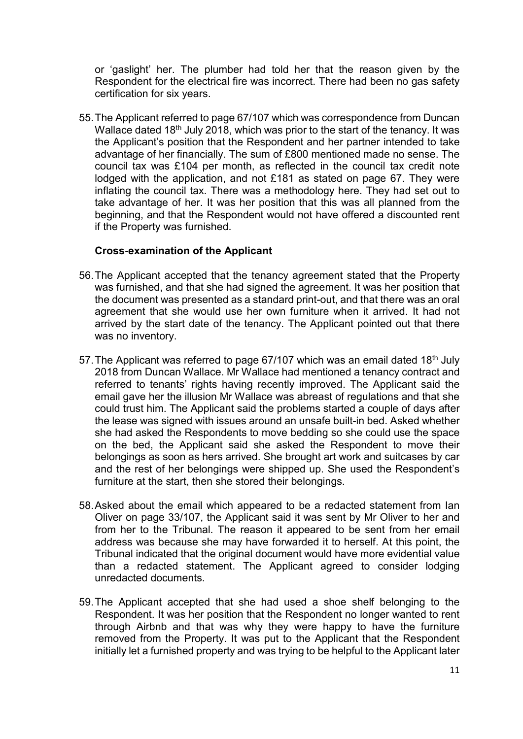or 'gaslight' her. The plumber had told her that the reason given by the Respondent for the electrical fire was incorrect. There had been no gas safety certification for six years.

55. The Applicant referred to page 67/107 which was correspondence from Duncan Wallace dated 18th July 2018, which was prior to the start of the tenancy. It was the Applicant's position that the Respondent and her partner intended to take advantage of her financially. The sum of £800 mentioned made no sense. The council tax was £104 per month, as reflected in the council tax credit note lodged with the application, and not £181 as stated on page 67. They were inflating the council tax. There was a methodology here. They had set out to take advantage of her. It was her position that this was all planned from the beginning, and that the Respondent would not have offered a discounted rent if the Property was furnished.

**Cross-examination of the Applicant**

56. The Applicant accepted that the tenancy agreement stated that the Property was furnished, and that she had signed the agreement. It was her position that the document was presented as a standard print-out, and that there was an oral agreement that she would use her own furniture when it arrived. It had not arrived by the start date of the tenancy. The Applicant pointed out that there was no inventory.

57. The Applicant was referred to page 67/107 which was an email dated 18th July 2018 from Duncan Wallace. Mr Wallace had mentioned a tenancy contract and referred to tenants' rights having recently improved. The Applicant said the email gave her the illusion Mr Wallace was abreast of regulations and that she could trust him. The Applicant said the problems started a couple of days after the lease was signed with issues around an unsafe built-in bed. Asked whether she had asked the Respondents to move bedding so she could use the space on the bed, the Applicant said she asked the Respondent to move their belongings as soon as hers arrived. She brought art work and suitcases by car and the rest of her belongings were shipped up. She used the Respondent's furniture at the start, then she stored their belongings.

58. Asked about the email which appeared to be a redacted statement from Ian Oliver on page 33/107, the Applicant said it was sent by Mr Oliver to her and from her to the Tribunal. The reason it appeared to be sent from her email address was because she may have forwarded it to herself. At this point, the Tribunal indicated that the original document would have more evidential value than a redacted statement. The Applicant agreed to consider lodging unredacted documents.

59. The Applicant accepted that she had used a shoe shelf belonging to the Respondent. It was her position that the Respondent no longer wanted to rent through Airbnb and that was why they were happy to have the furniture removed from the Property. It was put to the Applicant that the Respondent initially let a furnished property and was trying to be helpful to the Applicant later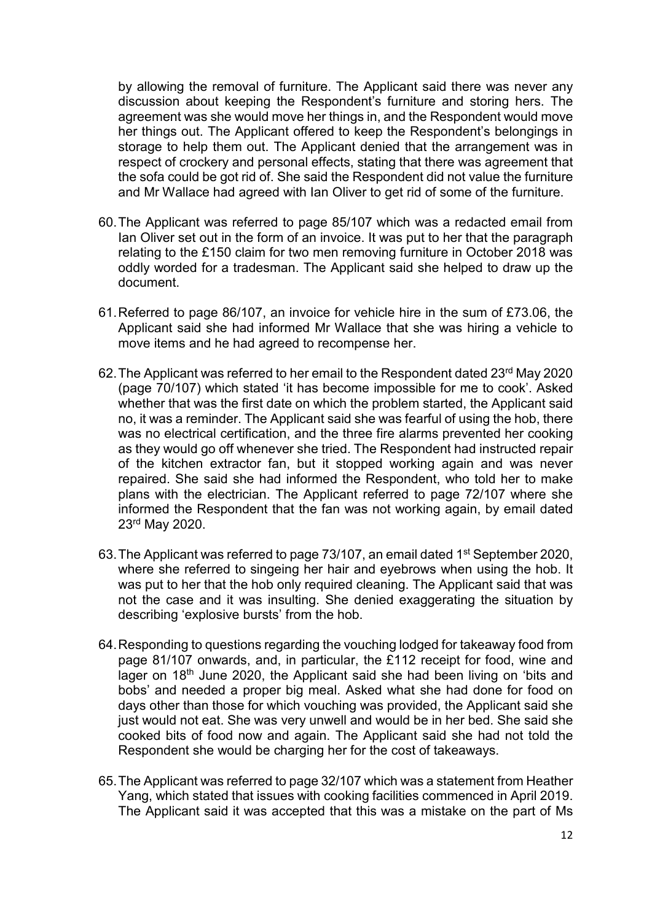by allowing the removal of furniture. The Applicant said there was never any discussion about keeping the Respondent's furniture and storing hers. The agreement was she would move her things in, and the Respondent would move her things out. The Applicant offered to keep the Respondent's belongings in storage to help them out. The Applicant denied that the arrangement was in respect of crockery and personal effects, stating that there was agreement that the sofa could be got rid of. She said the Respondent did not value the furniture and Mr Wallace had agreed with Ian Oliver to get rid of some of the furniture.

60. The Applicant was referred to page 85/107 which was a redacted email from Ian Oliver set out in the form of an invoice. It was put to her that the paragraph relating to the £150 claim for two men removing furniture in October 2018 was oddly worded for a tradesman. The Applicant said she helped to draw up the document.

61. Referred to page 86/107, an invoice for vehicle hire in the sum of £73.06, the Applicant said she had informed Mr Wallace that she was hiring a vehicle to move items and he had agreed to recompense her.

62. The Applicant was referred to her email to the Respondent dated 23rd May 2020 (page 70/107) which stated 'it has become impossible for me to cook'. Asked whether that was the first date on which the problem started, the Applicant said no, it was a reminder. The Applicant said she was fearful of using the hob, there was no electrical certification, and the three fire alarms prevented her cooking as they would go off whenever she tried. The Respondent had instructed repair of the kitchen extractor fan, but it stopped working again and was never repaired. She said she had informed the Respondent, who told her to make plans with the electrician. The Applicant referred to page 72/107 where she informed the Respondent that the fan was not working again, by email dated 23rd May 2020.

63. The Applicant was referred to page 73/107, an email dated 1st September 2020, where she referred to singeing her hair and eyebrows when using the hob. It was put to her that the hob only required cleaning. The Applicant said that was not the case and it was insulting. She denied exaggerating the situation by describing 'explosive bursts' from the hob.

64. Responding to questions regarding the vouching lodged for takeaway food from page 81/107 onwards, and, in particular, the £112 receipt for food, wine and lager on 18th June 2020, the Applicant said she had been living on 'bits and bobs' and needed a proper big meal. Asked what she had done for food on days other than those for which vouching was provided, the Applicant said she just would not eat. She was very unwell and would be in her bed. She said she cooked bits of food now and again. The Applicant said she had not told the Respondent she would be charging her for the cost of takeaways.

65. The Applicant was referred to page 32/107 which was a statement from Heather Yang, which stated that issues with cooking facilities commenced in April 2019. The Applicant said it was accepted that this was a mistake on the part of Ms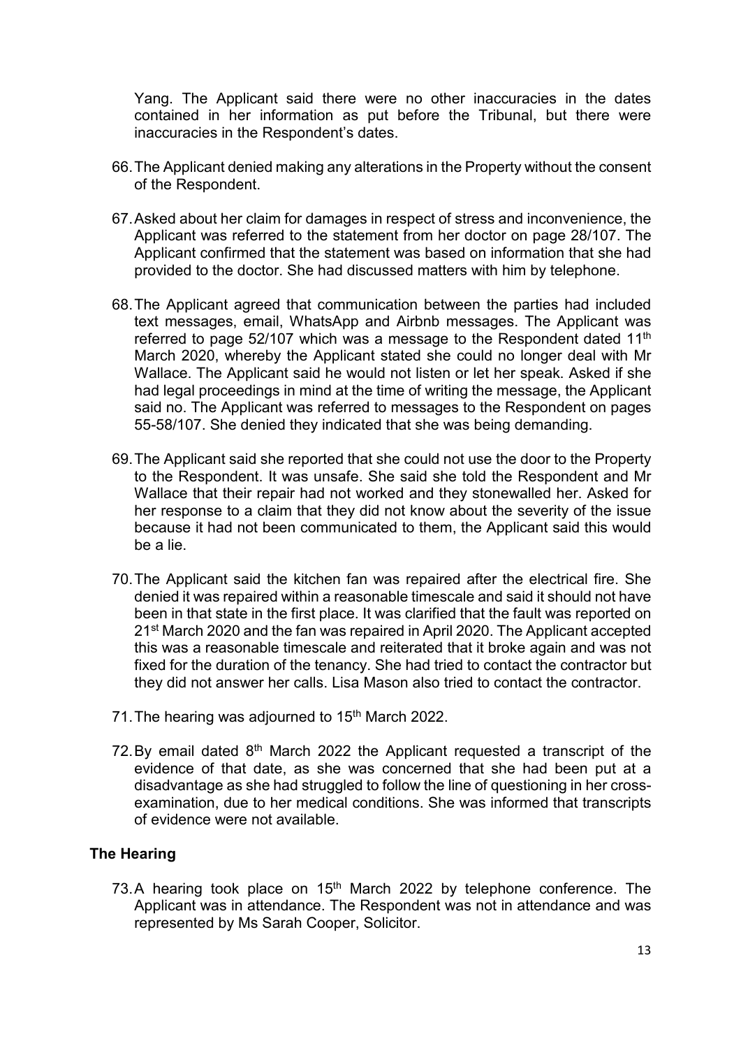Yang. The Applicant said there were no other inaccuracies in the dates contained in her information as put before the Tribunal, but there were inaccuracies in the Respondent's dates.

66. The Applicant denied making any alterations in the Property without the consent of the Respondent.

67. Asked about her claim for damages in respect of stress and inconvenience, the Applicant was referred to the statement from her doctor on page 28/107. The Applicant confirmed that the statement was based on information that she had provided to the doctor. She had discussed matters with him by telephone.

68. The Applicant agreed that communication between the parties had included text messages, email, WhatsApp and Airbnb messages. The Applicant was referred to page 52/107 which was a message to the Respondent dated 11th March 2020, whereby the Applicant stated she could no longer deal with Mr Wallace. The Applicant said he would not listen or let her speak. Asked if she had legal proceedings in mind at the time of writing the message, the Applicant said no. The Applicant was referred to messages to the Respondent on pages 55-58/107. She denied they indicated that she was being demanding.

69. The Applicant said she reported that she could not use the door to the Property to the Respondent. It was unsafe. She said she told the Respondent and Mr Wallace that their repair had not worked and they stonewalled her. Asked for her response to a claim that they did not know about the severity of the issue because it had not been communicated to them, the Applicant said this would be a lie.

70. The Applicant said the kitchen fan was repaired after the electrical fire. She denied it was repaired within a reasonable timescale and said it should not have been in that state in the first place. It was clarified that the fault was reported on 21st March 2020 and the fan was repaired in April 2020. The Applicant accepted this was a reasonable timescale and reiterated that it broke again and was not fixed for the duration of the tenancy. She had tried to contact the contractor but they did not answer her calls. Lisa Mason also tried to contact the contractor.

71. The hearing was adjourned to 15th March 2022.

72. By email dated 8th March 2022 the Applicant requested a transcript of the evidence of that date, as she was concerned that she had been put at a disadvantage as she had struggled to follow the line of questioning in her cross-examination, due to her medical conditions. She was informed that transcripts of evidence were not available.

## The Hearing

73. A hearing took place on 15th March 2022 by telephone conference. The Applicant was in attendance. The Respondent was not in attendance and was represented by Ms Sarah Cooper, Solicitor.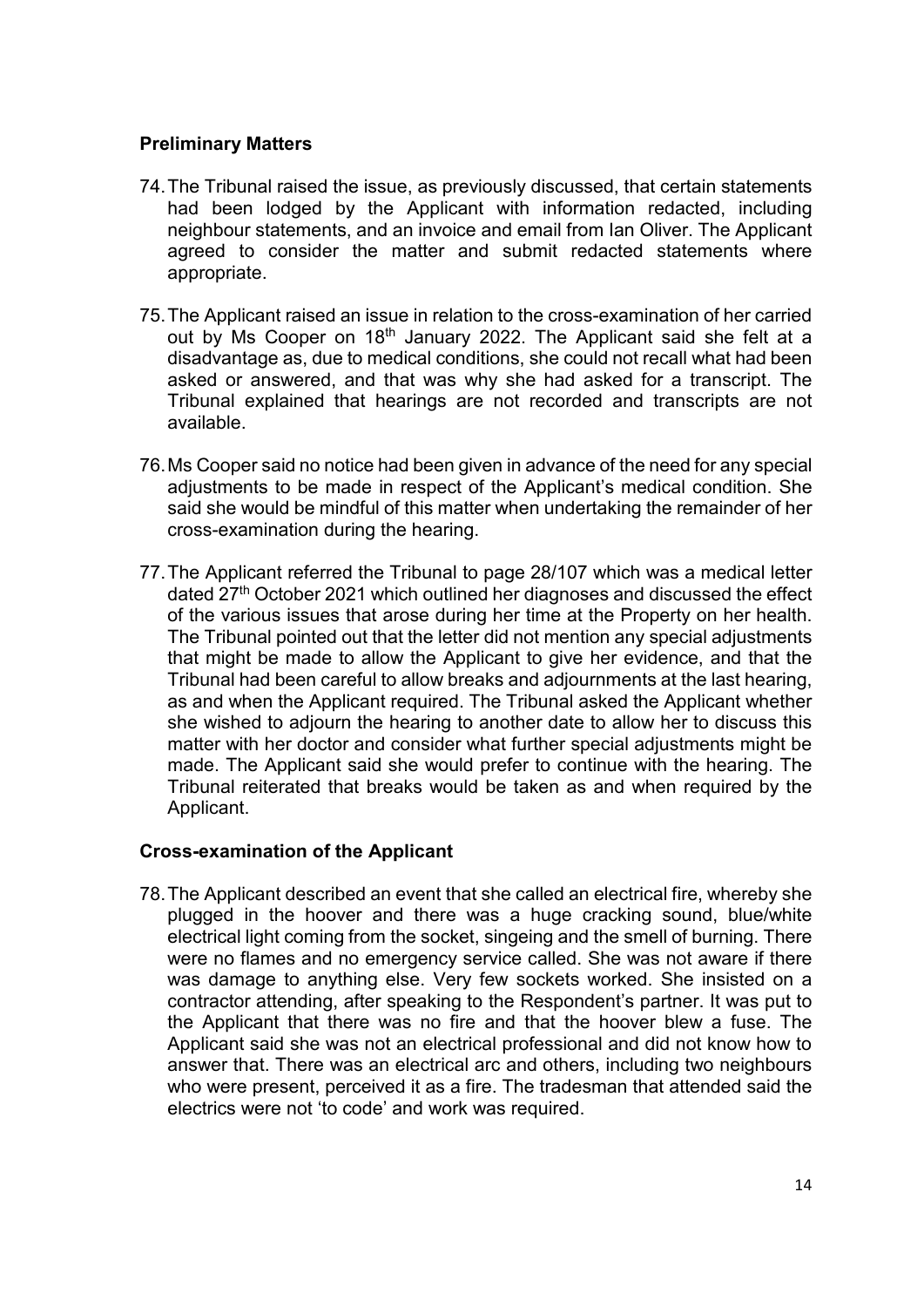### Preliminary Matters

74. The Tribunal raised the issue, as previously discussed, that certain statements had been lodged by the Applicant with information redacted, including neighbour statements, and an invoice and email from Ian Oliver. The Applicant agreed to consider the matter and submit redacted statements where appropriate.

75. The Applicant raised an issue in relation to the cross-examination of her carried out by Ms Cooper on 18th January 2022. The Applicant said she felt at a disadvantage as, due to medical conditions, she could not recall what had been asked or answered, and that was why she had asked for a transcript. The Tribunal explained that hearings are not recorded and transcripts are not available.

76. Ms Cooper said no notice had been given in advance of the need for any special adjustments to be made in respect of the Applicant's medical condition. She said she would be mindful of this matter when undertaking the remainder of her cross-examination during the hearing.

77. The Applicant referred the Tribunal to page 28/107 which was a medical letter dated 27th October 2021 which outlined her diagnoses and discussed the effect of the various issues that arose during her time at the Property on her health. The Tribunal pointed out that the letter did not mention any special adjustments that might be made to allow the Applicant to give her evidence, and that the Tribunal had been careful to allow breaks and adjournments at the last hearing, as and when the Applicant required. The Tribunal asked the Applicant whether she wished to adjourn the hearing to another date to allow her to discuss this matter with her doctor and consider what further special adjustments might be made. The Applicant said she would prefer to continue with the hearing. The Tribunal reiterated that breaks would be taken as and when required by the Applicant.

### Cross-examination of the Applicant

78. The Applicant described an event that she called an electrical fire, whereby she plugged in the hoover and there was a huge cracking sound, blue/white electrical light coming from the socket, singeing and the smell of burning. There were no flames and no emergency service called. She was not aware if there was damage to anything else. Very few sockets worked. She insisted on a contractor attending, after speaking to the Respondent's partner. It was put to the Applicant that there was no fire and that the hoover blew a fuse. The Applicant said she was not an electrical professional and did not know how to answer that. There was an electrical arc and others, including two neighbours who were present, perceived it as a fire. The tradesman that attended said the electrics were not 'to code' and work was required.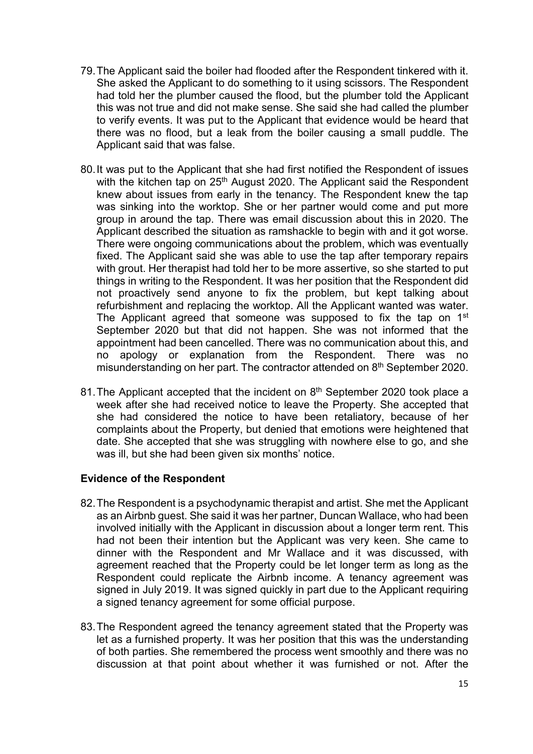79. The Applicant said the boiler had flooded after the Respondent tinkered with it. She asked the Applicant to do something to it using scissors. The Respondent had told her the plumber caused the flood, but the plumber told the Applicant this was not true and did not make sense. She said she had called the plumber to verify events. It was put to the Applicant that evidence would be heard that there was no flood, but a leak from the boiler causing a small puddle. The Applicant said that was false.

80. It was put to the Applicant that she had first notified the Respondent of issues with the kitchen tap on 25th August 2020. The Applicant said the Respondent knew about issues from early in the tenancy. The Respondent knew the tap was sinking into the worktop. She or her partner would come and put more group in around the tap. There was email discussion about this in 2020. The Applicant described the situation as ramshackle to begin with and it got worse. There were ongoing communications about the problem, which was eventually fixed. The Applicant said she was able to use the tap after temporary repairs with grout. Her therapist had told her to be more assertive, so she started to put things in writing to the Respondent. It was her position that the Respondent did not proactively send anyone to fix the problem, but kept talking about refurbishment and replacing the worktop. All the Applicant wanted was water. The Applicant agreed that someone was supposed to fix the tap on 1st September 2020 but that did not happen. She was not informed that the appointment had been cancelled. There was no communication about this, and no apology or explanation from the Respondent. There was no misunderstanding on her part. The contractor attended on 8th September 2020.

81. The Applicant accepted that the incident on 8th September 2020 took place a week after she had received notice to leave the Property. She accepted that she had considered the notice to have been retaliatory, because of her complaints about the Property, but denied that emotions were heightened that date. She accepted that she was struggling with nowhere else to go, and she was ill, but she had been given six months' notice.

**Evidence of the Respondent**

82. The Respondent is a psychodynamic therapist and artist. She met the Applicant as an Airbnb guest. She said it was her partner, Duncan Wallace, who had been involved initially with the Applicant in discussion about a longer term rent. This had not been their intention but the Applicant was very keen. She came to dinner with the Respondent and Mr Wallace and it was discussed, with agreement reached that the Property could be let longer term as long as the Respondent could replicate the Airbnb income. A tenancy agreement was signed in July 2019. It was signed quickly in part due to the Applicant requiring a signed tenancy agreement for some official purpose.

83. The Respondent agreed the tenancy agreement stated that the Property was let as a furnished property. It was her position that this was the understanding of both parties. She remembered the process went smoothly and there was no discussion at that point about whether it was furnished or not. After the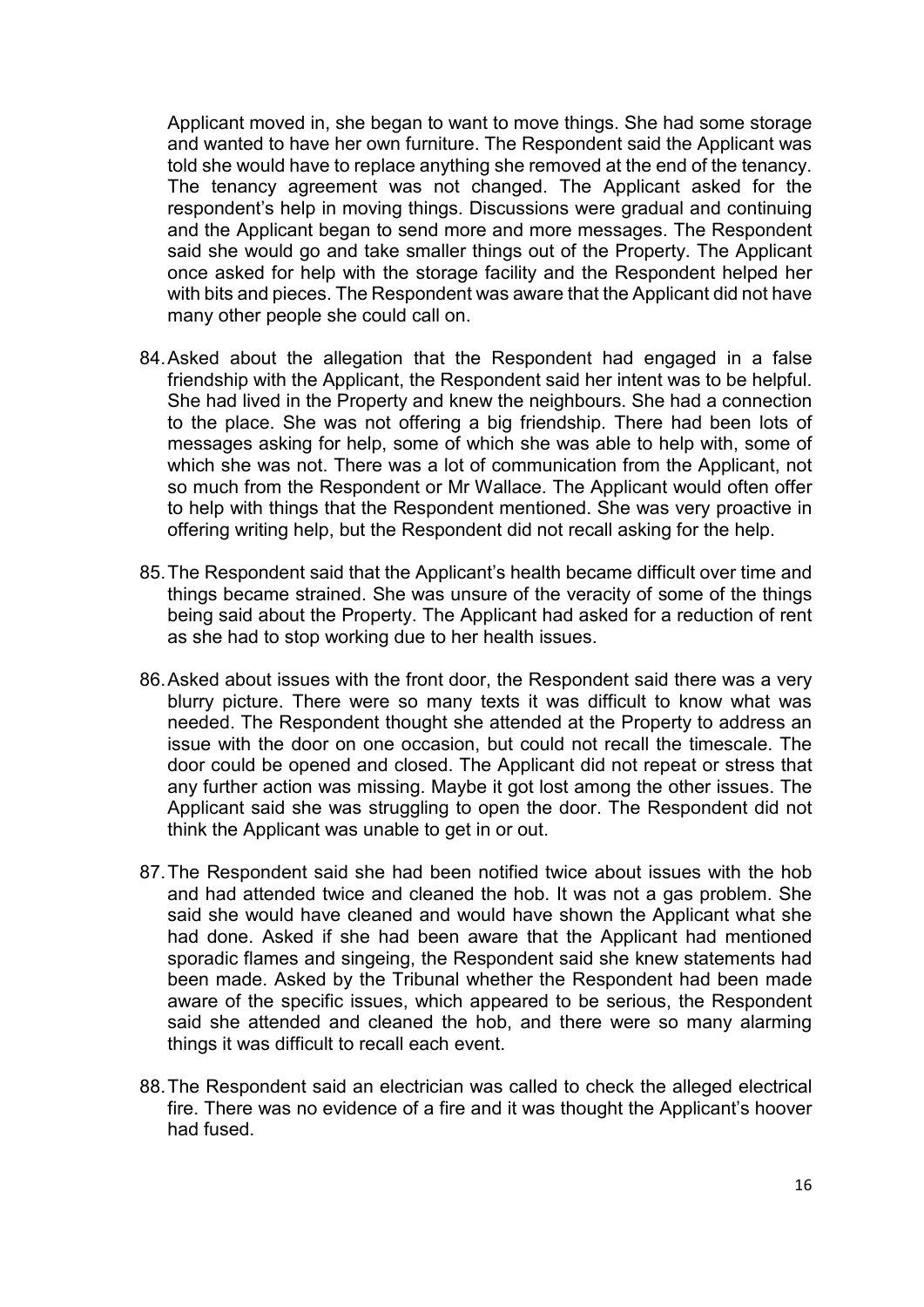Applicant moved in, she began to want to move things. She had some storage and wanted to have her own furniture. The Respondent said the Applicant was told she would have to replace anything she removed at the end of the tenancy. The tenancy agreement was not changed. The Applicant asked for the respondent's help in moving things. Discussions were gradual and continuing and the Applicant began to send more and more messages. The Respondent said she would go and take smaller things out of the Property. The Applicant once asked for help with the storage facility and the Respondent helped her with bits and pieces. The Respondent was aware that the Applicant did not have many other people she could call on.

84. Asked about the allegation that the Respondent had engaged in a false friendship with the Applicant, the Respondent said her intent was to be helpful. She had lived in the Property and knew the neighbours. She had a connection to the place. She was not offering a big friendship. There had been lots of messages asking for help, some of which she was able to help with, some of which she was not. There was a lot of communication from the Applicant, not so much from the Respondent or Mr Wallace. The Applicant would often offer to help with things that the Respondent mentioned. She was very proactive in offering writing help, but the Respondent did not recall asking for the help.

85. The Respondent said that the Applicant's health became difficult over time and things became strained. She was unsure of the veracity of some of the things being said about the Property. The Applicant had asked for a reduction of rent as she had to stop working due to her health issues.

86. Asked about issues with the front door, the Respondent said there was a very blurry picture. There were so many texts it was difficult to know what was needed. The Respondent thought she attended at the Property to address an issue with the door on one occasion, but could not recall the timescale. The door could be opened and closed. The Applicant did not repeat or stress that any further action was missing. Maybe it got lost among the other issues. The Applicant said she was struggling to open the door. The Respondent did not think the Applicant was unable to get in or out.

87. The Respondent said she had been notified twice about issues with the hob and had attended twice and cleaned the hob. It was not a gas problem. She said she would have cleaned and would have shown the Applicant what she had done. Asked if she had been aware that the Applicant had mentioned sporadic flames and singeing, the Respondent said she knew statements had been made. Asked by the Tribunal whether the Respondent had been made aware of the specific issues, which appeared to be serious, the Respondent said she attended and cleaned the hob, and there were so many alarming things it was difficult to recall each event.

88. The Respondent said an electrician was called to check the alleged electrical fire. There was no evidence of a fire and it was thought the Applicant's hoover had fused.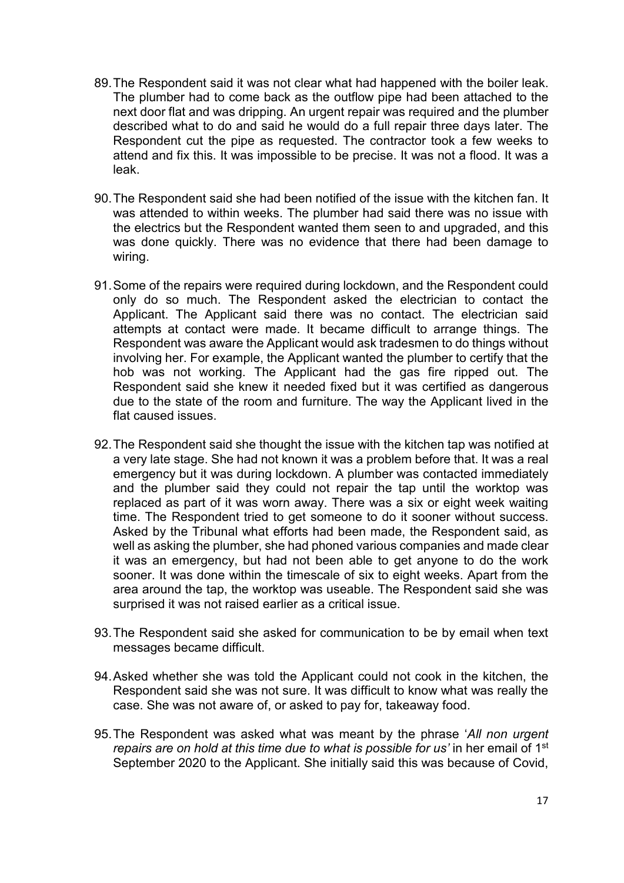89. The Respondent said it was not clear what had happened with the boiler leak. The plumber had to come back as the outflow pipe had been attached to the next door flat and was dripping. An urgent repair was required and the plumber described what to do and said he would do a full repair three days later. The Respondent cut the pipe as requested. The contractor took a few weeks to attend and fix this. It was impossible to be precise. It was not a flood. It was a leak.

90. The Respondent said she had been notified of the issue with the kitchen fan. It was attended to within weeks. The plumber had said there was no issue with the electrics but the Respondent wanted them seen to and upgraded, and this was done quickly. There was no evidence that there had been damage to wiring.

91. Some of the repairs were required during lockdown, and the Respondent could only do so much. The Respondent asked the electrician to contact the Applicant. The Applicant said there was no contact. The electrician said attempts at contact were made. It became difficult to arrange things. The Respondent was aware the Applicant would ask tradesmen to do things without involving her. For example, the Applicant wanted the plumber to certify that the hob was not working. The Applicant had the gas fire ripped out. The Respondent said she knew it needed fixed but it was certified as dangerous due to the state of the room and furniture. The way the Applicant lived in the flat caused issues.

92. The Respondent said she thought the issue with the kitchen tap was notified at a very late stage. She had not known it was a problem before that. It was a real emergency but it was during lockdown. A plumber was contacted immediately and the plumber said they could not repair the tap until the worktop was replaced as part of it was worn away. There was a six or eight week waiting time. The Respondent tried to get someone to do it sooner without success. Asked by the Tribunal what efforts had been made, the Respondent said, as well as asking the plumber, she had phoned various companies and made clear it was an emergency, but had not been able to get anyone to do the work sooner. It was done within the timescale of six to eight weeks. Apart from the area around the tap, the worktop was useable. The Respondent said she was surprised it was not raised earlier as a critical issue.

93. The Respondent said she asked for communication to be by email when text messages became difficult.

94. Asked whether she was told the Applicant could not cook in the kitchen, the Respondent said she was not sure. It was difficult to know what was really the case. She was not aware of, or asked to pay for, takeaway food.

95. The Respondent was asked what was meant by the phrase '*All non urgent repairs are on hold at this time due to what is possible for us'* in her email of 1st September 2020 to the Applicant. She initially said this was because of Covid,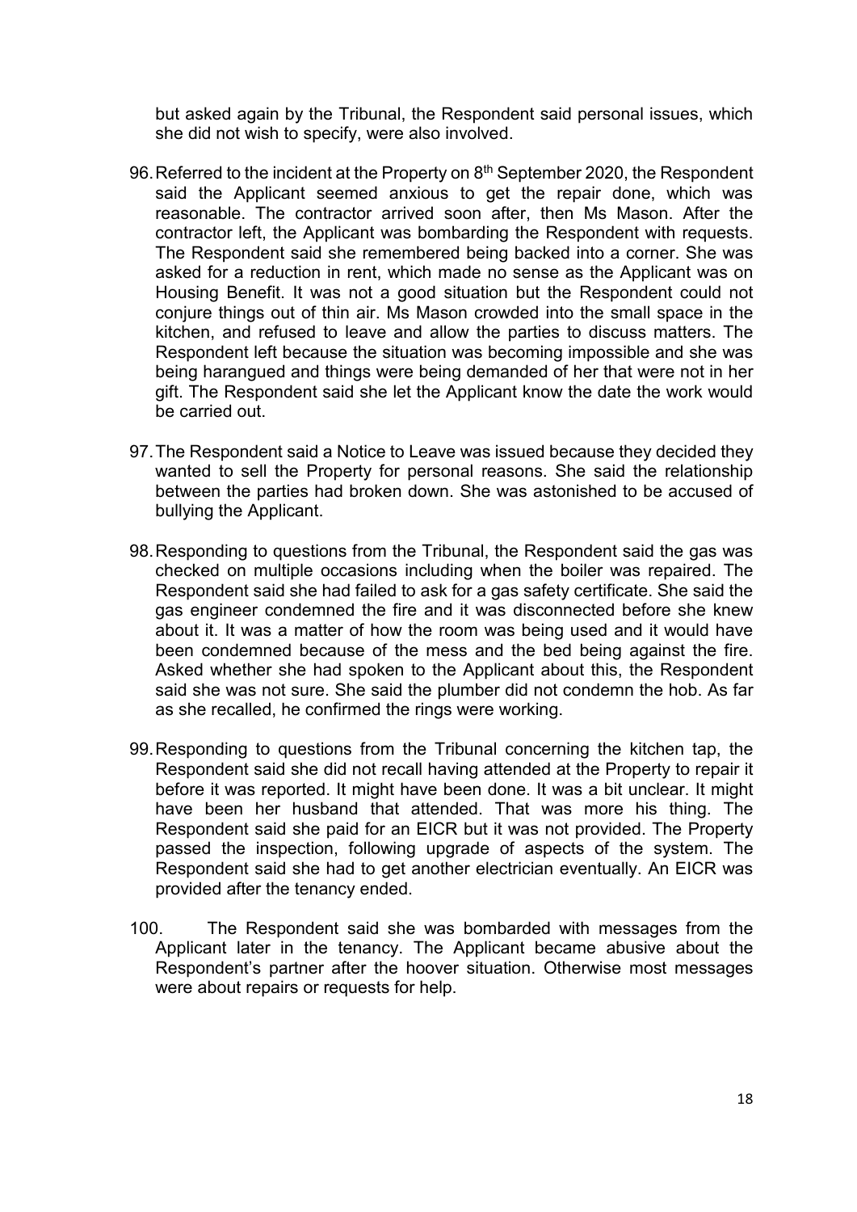but asked again by the Tribunal, the Respondent said personal issues, which she did not wish to specify, were also involved.

96. Referred to the incident at the Property on 8th September 2020, the Respondent said the Applicant seemed anxious to get the repair done, which was reasonable. The contractor arrived soon after, then Ms Mason. After the contractor left, the Applicant was bombarding the Respondent with requests. The Respondent said she remembered being backed into a corner. She was asked for a reduction in rent, which made no sense as the Applicant was on Housing Benefit. It was not a good situation but the Respondent could not conjure things out of thin air. Ms Mason crowded into the small space in the kitchen, and refused to leave and allow the parties to discuss matters. The Respondent left because the situation was becoming impossible and she was being harangued and things were being demanded of her that were not in her gift. The Respondent said she let the Applicant know the date the work would be carried out.

97. The Respondent said a Notice to Leave was issued because they decided they wanted to sell the Property for personal reasons. She said the relationship between the parties had broken down. She was astonished to be accused of bullying the Applicant.

98. Responding to questions from the Tribunal, the Respondent said the gas was checked on multiple occasions including when the boiler was repaired. The Respondent said she had failed to ask for a gas safety certificate. She said the gas engineer condemned the fire and it was disconnected before she knew about it. It was a matter of how the room was being used and it would have been condemned because of the mess and the bed being against the fire. Asked whether she had spoken to the Applicant about this, the Respondent said she was not sure. She said the plumber did not condemn the hob. As far as she recalled, he confirmed the rings were working.

99. Responding to questions from the Tribunal concerning the kitchen tap, the Respondent said she did not recall having attended at the Property to repair it before it was reported. It might have been done. It was a bit unclear. It might have been her husband that attended. That was more his thing. The Respondent said she paid for an EICR but it was not provided. The Property passed the inspection, following upgrade of aspects of the system. The Respondent said she had to get another electrician eventually. An EICR was provided after the tenancy ended.

100. The Respondent said she was bombarded with messages from the Applicant later in the tenancy. The Applicant became abusive about the Respondent's partner after the hoover situation. Otherwise most messages were about repairs or requests for help.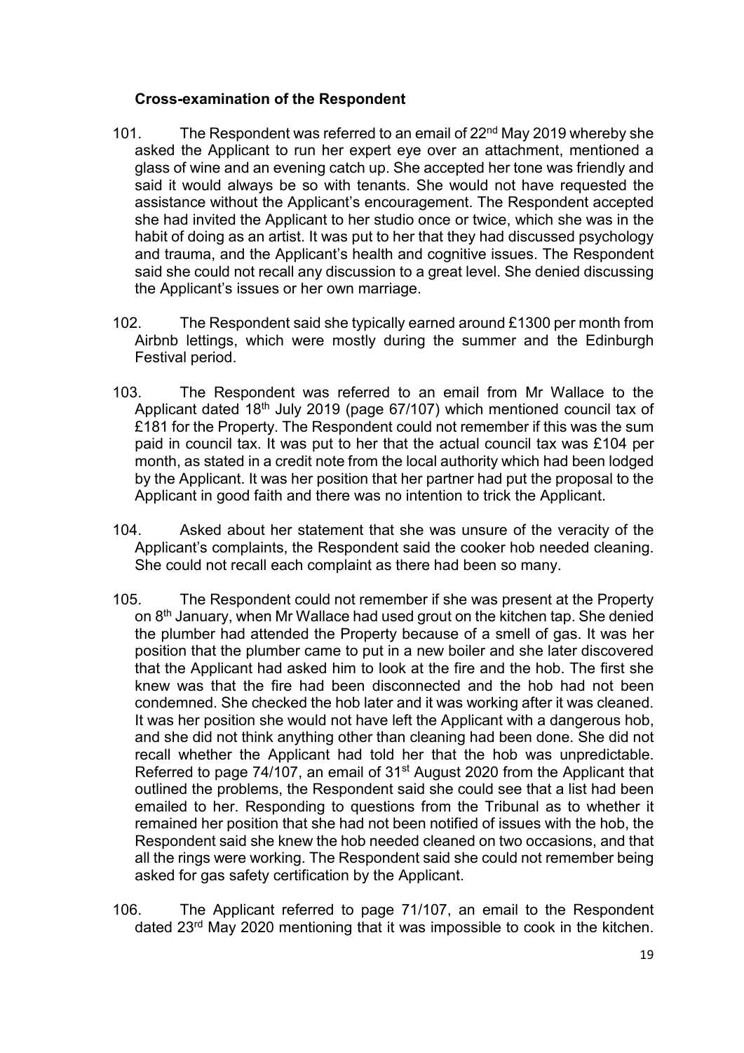**Cross-examination of the Respondent**

101. The Respondent was referred to an email of 22nd May 2019 whereby she asked the Applicant to run her expert eye over an attachment, mentioned a glass of wine and an evening catch up. She accepted her tone was friendly and said it would always be so with tenants. She would not have requested the assistance without the Applicant's encouragement. The Respondent accepted she had invited the Applicant to her studio once or twice, which she was in the habit of doing as an artist. It was put to her that they had discussed psychology and trauma, and the Applicant's health and cognitive issues. The Respondent said she could not recall any discussion to a great level. She denied discussing the Applicant's issues or her own marriage.

102. The Respondent said she typically earned around £1300 per month from Airbnb lettings, which were mostly during the summer and the Edinburgh Festival period.

103. The Respondent was referred to an email from Mr Wallace to the Applicant dated 18th July 2019 (page 67/107) which mentioned council tax of £181 for the Property. The Respondent could not remember if this was the sum paid in council tax. It was put to her that the actual council tax was £104 per month, as stated in a credit note from the local authority which had been lodged by the Applicant. It was her position that her partner had put the proposal to the Applicant in good faith and there was no intention to trick the Applicant.

104. Asked about her statement that she was unsure of the veracity of the Applicant's complaints, the Respondent said the cooker hob needed cleaning. She could not recall each complaint as there had been so many.

105. The Respondent could not remember if she was present at the Property on 8th January, when Mr Wallace had used grout on the kitchen tap. She denied the plumber had attended the Property because of a smell of gas. It was her position that the plumber came to put in a new boiler and she later discovered that the Applicant had asked him to look at the fire and the hob. The first she knew was that the fire had been disconnected and the hob had not been condemned. She checked the hob later and it was working after it was cleaned. It was her position she would not have left the Applicant with a dangerous hob, and she did not think anything other than cleaning had been done. She did not recall whether the Applicant had told her that the hob was unpredictable. Referred to page 74/107, an email of 31st August 2020 from the Applicant that outlined the problems, the Respondent said she could see that a list had been emailed to her. Responding to questions from the Tribunal as to whether it remained her position that she had not been notified of issues with the hob, the Respondent said she knew the hob needed cleaned on two occasions, and that all the rings were working. The Respondent said she could not remember being asked for gas safety certification by the Applicant.

106. The Applicant referred to page 71/107, an email to the Respondent dated 23rd May 2020 mentioning that it was impossible to cook in the kitchen.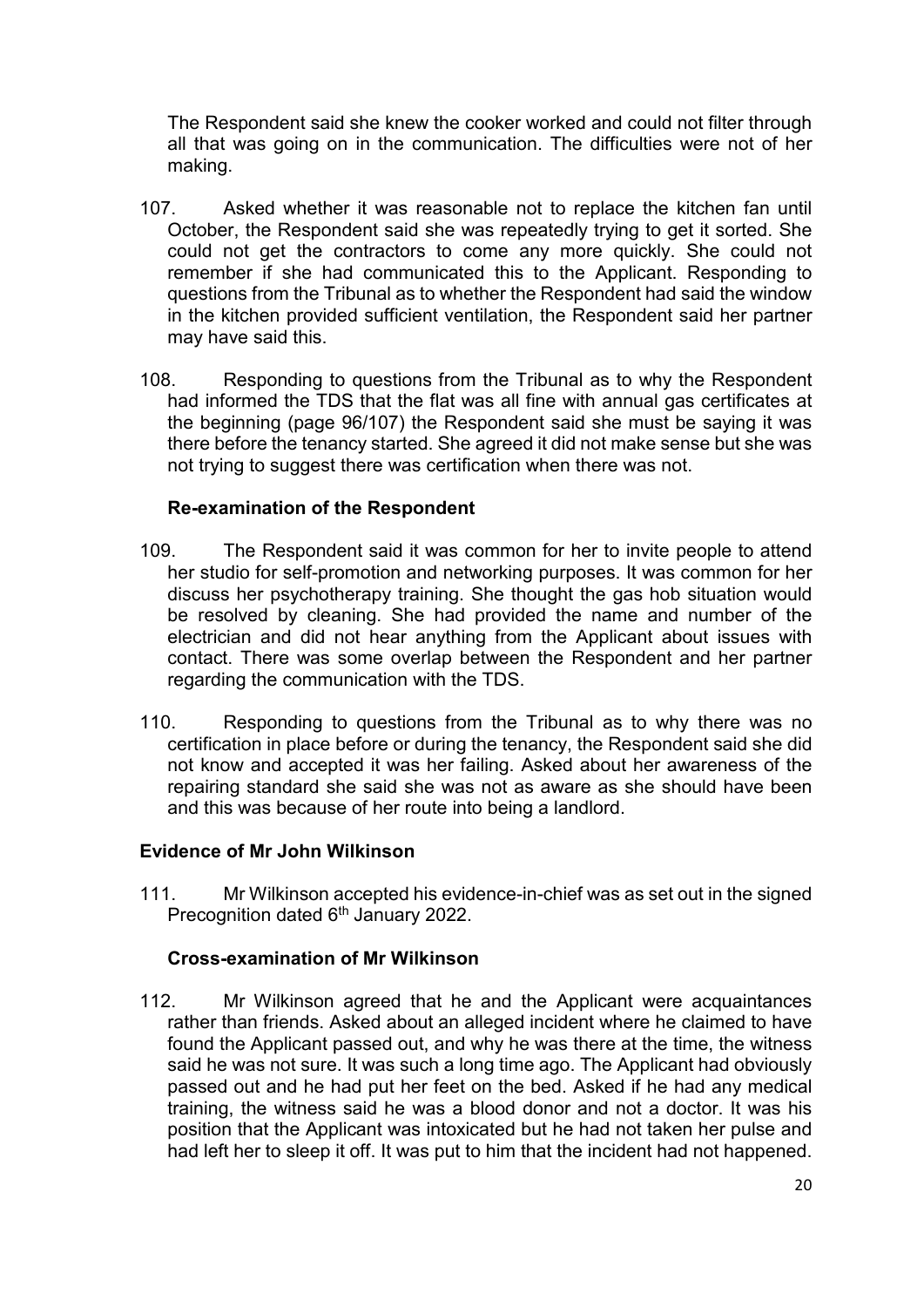The Respondent said she knew the cooker worked and could not filter through all that was going on in the communication. The difficulties were not of her making.

107. Asked whether it was reasonable not to replace the kitchen fan until October, the Respondent said she was repeatedly trying to get it sorted. She could not get the contractors to come any more quickly. She could not remember if she had communicated this to the Applicant. Responding to questions from the Tribunal as to whether the Respondent had said the window in the kitchen provided sufficient ventilation, the Respondent said her partner may have said this.

108. Responding to questions from the Tribunal as to why the Respondent had informed the TDS that the flat was all fine with annual gas certificates at the beginning (page 96/107) the Respondent said she must be saying it was there before the tenancy started. She agreed it did not make sense but she was not trying to suggest there was certification when there was not.

### Re-examination of the Respondent

109. The Respondent said it was common for her to invite people to attend her studio for self-promotion and networking purposes. It was common for her discuss her psychotherapy training. She thought the gas hob situation would be resolved by cleaning. She had provided the name and number of the electrician and did not hear anything from the Applicant about issues with contact. There was some overlap between the Respondent and her partner regarding the communication with the TDS.

110. Responding to questions from the Tribunal as to why there was no certification in place before or during the tenancy, the Respondent said she did not know and accepted it was her failing. Asked about her awareness of the repairing standard she said she was not as aware as she should have been and this was because of her route into being a landlord.

## Evidence of Mr John Wilkinson

111. Mr Wilkinson accepted his evidence-in-chief was as set out in the signed Precognition dated 6th January 2022.

### Cross-examination of Mr Wilkinson

112. Mr Wilkinson agreed that he and the Applicant were acquaintances rather than friends. Asked about an alleged incident where he claimed to have found the Applicant passed out, and why he was there at the time, the witness said he was not sure. It was such a long time ago. The Applicant had obviously passed out and he had put her feet on the bed. Asked if he had any medical training, the witness said he was a blood donor and not a doctor. It was his position that the Applicant was intoxicated but he had not taken her pulse and had left her to sleep it off. It was put to him that the incident had not happened.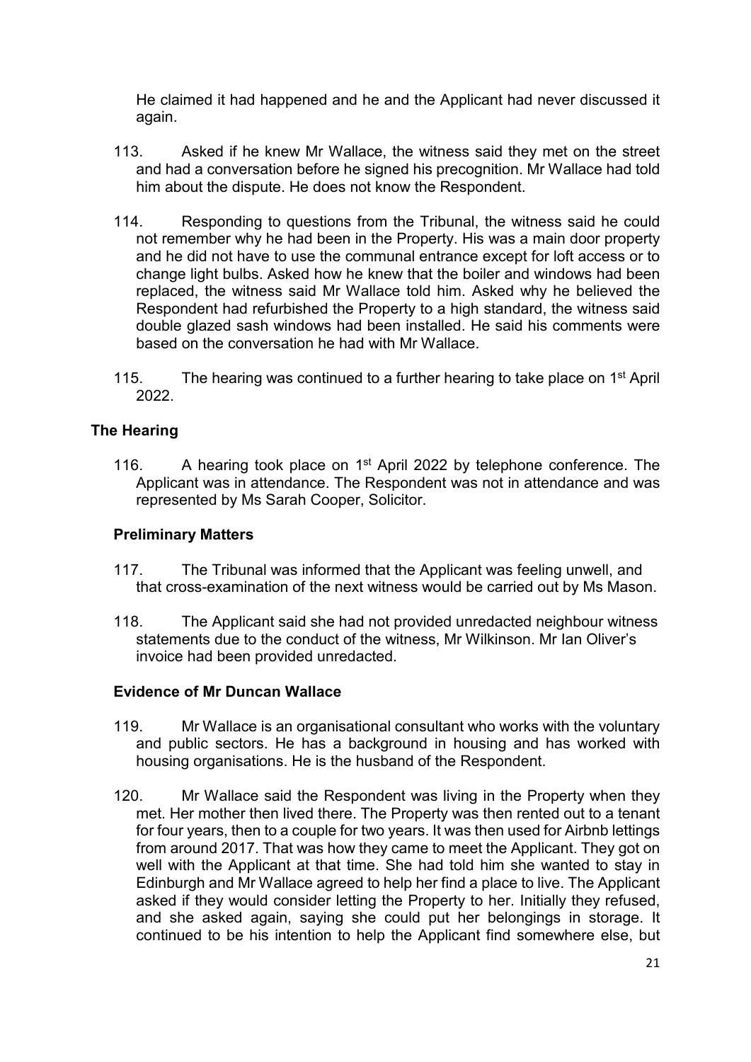He claimed it had happened and he and the Applicant had never discussed it again.

113. Asked if he knew Mr Wallace, the witness said they met on the street and had a conversation before he signed his precognition. Mr Wallace had told him about the dispute. He does not know the Respondent.

114. Responding to questions from the Tribunal, the witness said he could not remember why he had been in the Property. His was a main door property and he did not have to use the communal entrance except for loft access or to change light bulbs. Asked how he knew that the boiler and windows had been replaced, the witness said Mr Wallace told him. Asked why he believed the Respondent had refurbished the Property to a high standard, the witness said double glazed sash windows had been installed. He said his comments were based on the conversation he had with Mr Wallace.

115. The hearing was continued to a further hearing to take place on 1st April 2022.

## The Hearing

116. A hearing took place on 1st April 2022 by telephone conference. The Applicant was in attendance. The Respondent was not in attendance and was represented by Ms Sarah Cooper, Solicitor.

### Preliminary Matters

117. The Tribunal was informed that the Applicant was feeling unwell, and that cross-examination of the next witness would be carried out by Ms Mason.

118. The Applicant said she had not provided unredacted neighbour witness statements due to the conduct of the witness, Mr Wilkinson. Mr Ian Oliver's invoice had been provided unredacted.

### Evidence of Mr Duncan Wallace

119. Mr Wallace is an organisational consultant who works with the voluntary and public sectors. He has a background in housing and has worked with housing organisations. He is the husband of the Respondent.

120. Mr Wallace said the Respondent was living in the Property when they met. Her mother then lived there. The Property was then rented out to a tenant for four years, then to a couple for two years. It was then used for Airbnb lettings from around 2017. That was how they came to meet the Applicant. They got on well with the Applicant at that time. She had told him she wanted to stay in Edinburgh and Mr Wallace agreed to help her find a place to live. The Applicant asked if they would consider letting the Property to her. Initially they refused, and she asked again, saying she could put her belongings in storage. It continued to be his intention to help the Applicant find somewhere else, but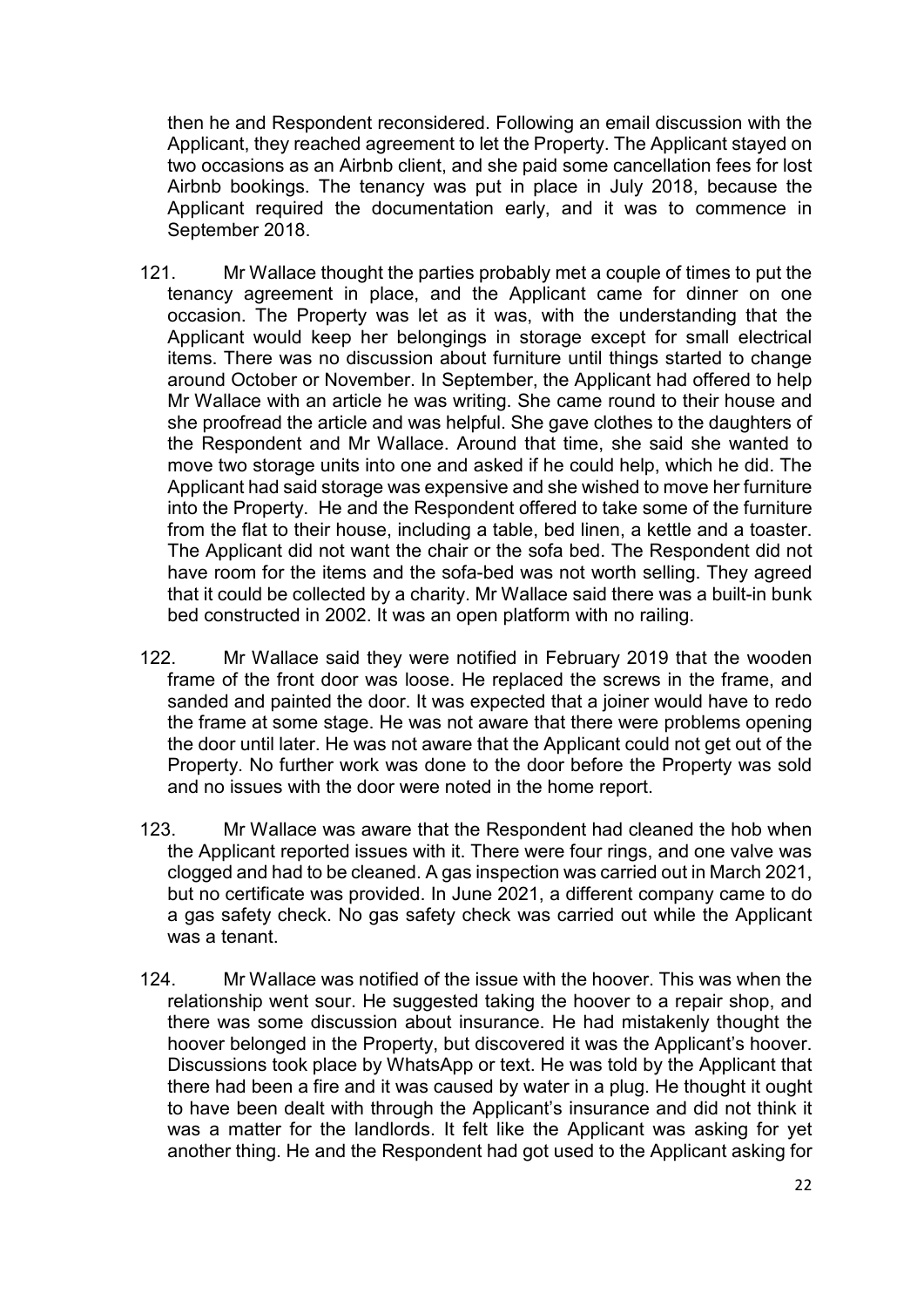then he and Respondent reconsidered. Following an email discussion with the Applicant, they reached agreement to let the Property. The Applicant stayed on two occasions as an Airbnb client, and she paid some cancellation fees for lost Airbnb bookings. The tenancy was put in place in July 2018, because the Applicant required the documentation early, and it was to commence in September 2018.

121. Mr Wallace thought the parties probably met a couple of times to put the tenancy agreement in place, and the Applicant came for dinner on one occasion. The Property was let as it was, with the understanding that the Applicant would keep her belongings in storage except for small electrical items. There was no discussion about furniture until things started to change around October or November. In September, the Applicant had offered to help Mr Wallace with an article he was writing. She came round to their house and she proofread the article and was helpful. She gave clothes to the daughters of the Respondent and Mr Wallace. Around that time, she said she wanted to move two storage units into one and asked if he could help, which he did. The Applicant had said storage was expensive and she wished to move her furniture into the Property. He and the Respondent offered to take some of the furniture from the flat to their house, including a table, bed linen, a kettle and a toaster. The Applicant did not want the chair or the sofa bed. The Respondent did not have room for the items and the sofa-bed was not worth selling. They agreed that it could be collected by a charity. Mr Wallace said there was a built-in bunk bed constructed in 2002. It was an open platform with no railing.

122. Mr Wallace said they were notified in February 2019 that the wooden frame of the front door was loose. He replaced the screws in the frame, and sanded and painted the door. It was expected that a joiner would have to redo the frame at some stage. He was not aware that there were problems opening the door until later. He was not aware that the Applicant could not get out of the Property. No further work was done to the door before the Property was sold and no issues with the door were noted in the home report.

123. Mr Wallace was aware that the Respondent had cleaned the hob when the Applicant reported issues with it. There were four rings, and one valve was clogged and had to be cleaned. A gas inspection was carried out in March 2021, but no certificate was provided. In June 2021, a different company came to do a gas safety check. No gas safety check was carried out while the Applicant was a tenant.

124. Mr Wallace was notified of the issue with the hoover. This was when the relationship went sour. He suggested taking the hoover to a repair shop, and there was some discussion about insurance. He had mistakenly thought the hoover belonged in the Property, but discovered it was the Applicant's hoover. Discussions took place by WhatsApp or text. He was told by the Applicant that there had been a fire and it was caused by water in a plug. He thought it ought to have been dealt with through the Applicant's insurance and did not think it was a matter for the landlords. It felt like the Applicant was asking for yet another thing. He and the Respondent had got used to the Applicant asking for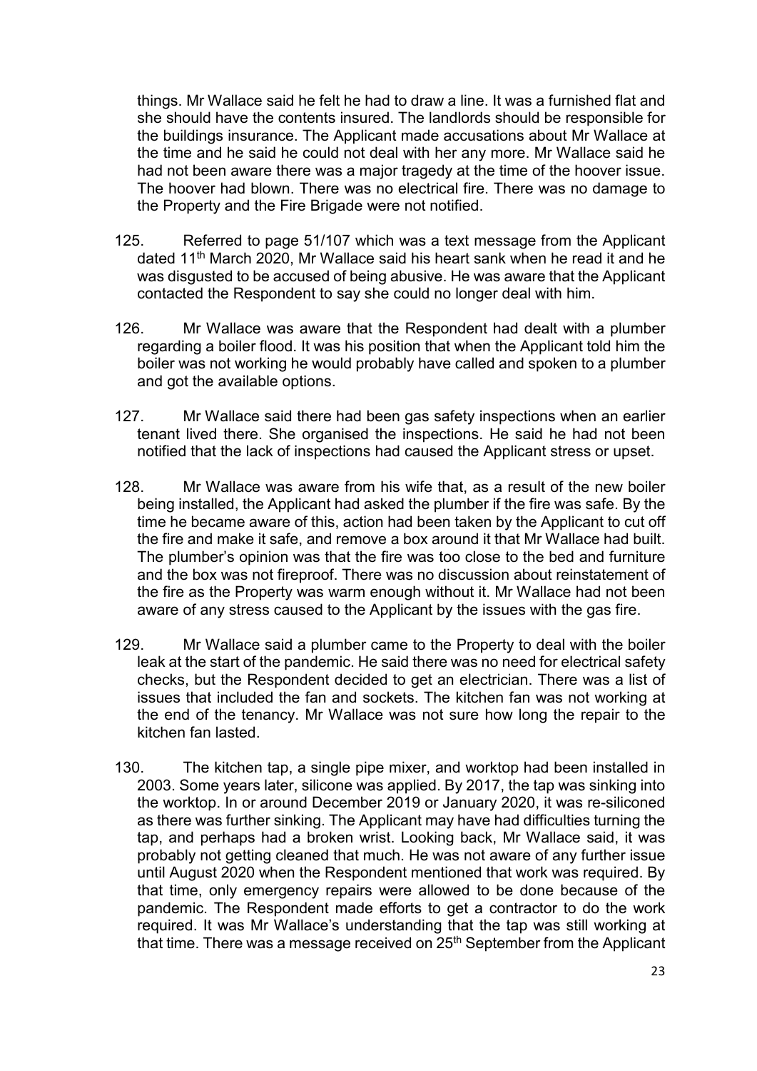things. Mr Wallace said he felt he had to draw a line. It was a furnished flat and she should have the contents insured. The landlords should be responsible for the buildings insurance. The Applicant made accusations about Mr Wallace at the time and he said he could not deal with her any more. Mr Wallace said he had not been aware there was a major tragedy at the time of the hoover issue. The hoover had blown. There was no electrical fire. There was no damage to the Property and the Fire Brigade were not notified.

125. Referred to page 51/107 which was a text message from the Applicant dated 11th March 2020, Mr Wallace said his heart sank when he read it and he was disgusted to be accused of being abusive. He was aware that the Applicant contacted the Respondent to say she could no longer deal with him.

126. Mr Wallace was aware that the Respondent had dealt with a plumber regarding a boiler flood. It was his position that when the Applicant told him the boiler was not working he would probably have called and spoken to a plumber and got the available options.

127. Mr Wallace said there had been gas safety inspections when an earlier tenant lived there. She organised the inspections. He said he had not been notified that the lack of inspections had caused the Applicant stress or upset.

128. Mr Wallace was aware from his wife that, as a result of the new boiler being installed, the Applicant had asked the plumber if the fire was safe. By the time he became aware of this, action had been taken by the Applicant to cut off the fire and make it safe, and remove a box around it that Mr Wallace had built. The plumber's opinion was that the fire was too close to the bed and furniture and the box was not fireproof. There was no discussion about reinstatement of the fire as the Property was warm enough without it. Mr Wallace had not been aware of any stress caused to the Applicant by the issues with the gas fire.

129. Mr Wallace said a plumber came to the Property to deal with the boiler leak at the start of the pandemic. He said there was no need for electrical safety checks, but the Respondent decided to get an electrician. There was a list of issues that included the fan and sockets. The kitchen fan was not working at the end of the tenancy. Mr Wallace was not sure how long the repair to the kitchen fan lasted.

130. The kitchen tap, a single pipe mixer, and worktop had been installed in 2003. Some years later, silicone was applied. By 2017, the tap was sinking into the worktop. In or around December 2019 or January 2020, it was re-siliconed as there was further sinking. The Applicant may have had difficulties turning the tap, and perhaps had a broken wrist. Looking back, Mr Wallace said, it was probably not getting cleaned that much. He was not aware of any further issue until August 2020 when the Respondent mentioned that work was required. By that time, only emergency repairs were allowed to be done because of the pandemic. The Respondent made efforts to get a contractor to do the work required. It was Mr Wallace's understanding that the tap was still working at that time. There was a message received on 25th September from the Applicant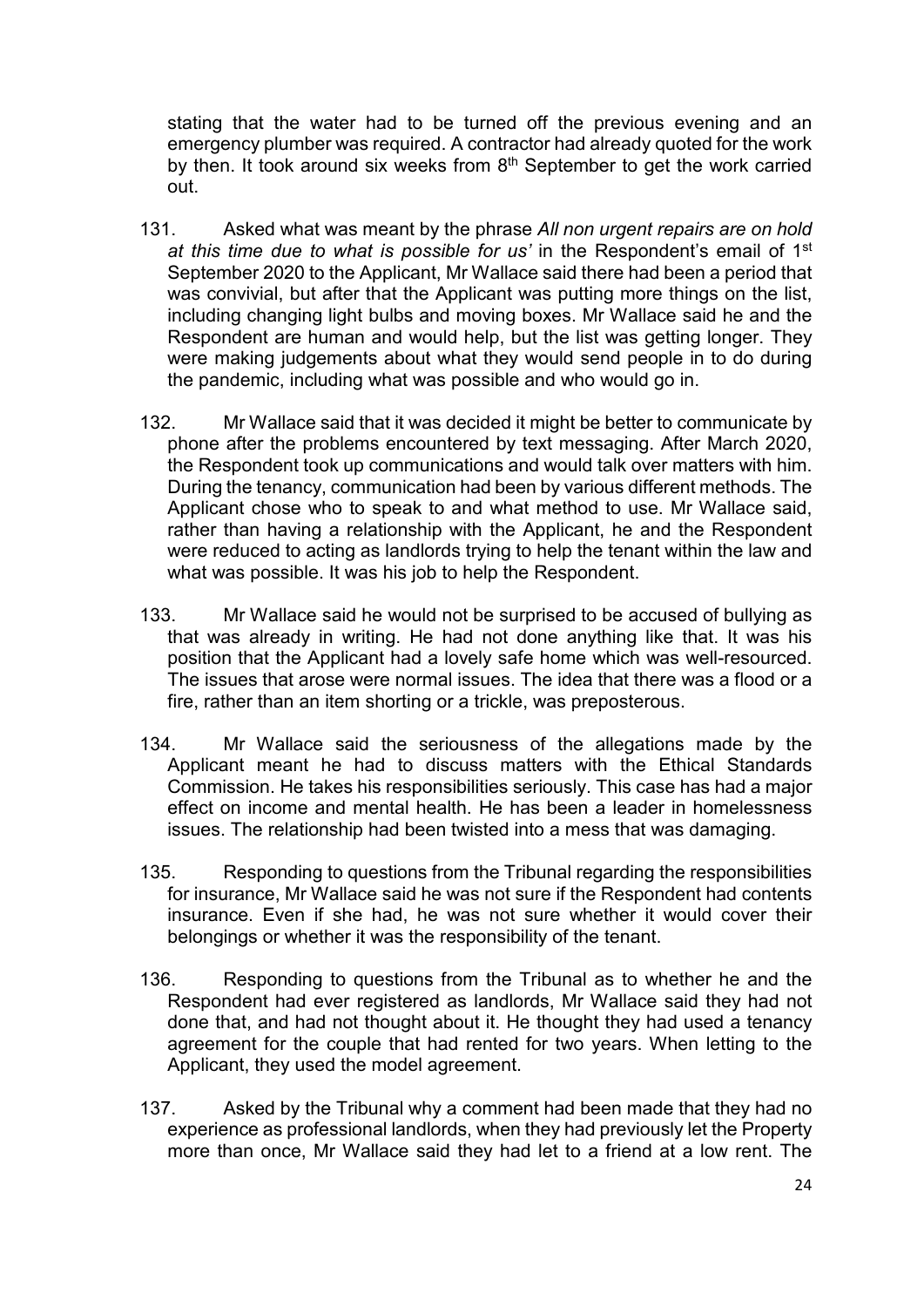stating that the water had to be turned off the previous evening and an emergency plumber was required. A contractor had already quoted for the work by then. It took around six weeks from 8th September to get the work carried out.

131. Asked what was meant by the phrase *All non urgent repairs are on hold at this time due to what is possible for us'* in the Respondent's email of 1st September 2020 to the Applicant, Mr Wallace said there had been a period that was convivial, but after that the Applicant was putting more things on the list, including changing light bulbs and moving boxes. Mr Wallace said he and the Respondent are human and would help, but the list was getting longer. They were making judgements about what they would send people in to do during the pandemic, including what was possible and who would go in.

132. Mr Wallace said that it was decided it might be better to communicate by phone after the problems encountered by text messaging. After March 2020, the Respondent took up communications and would talk over matters with him. During the tenancy, communication had been by various different methods. The Applicant chose who to speak to and what method to use. Mr Wallace said, rather than having a relationship with the Applicant, he and the Respondent were reduced to acting as landlords trying to help the tenant within the law and what was possible. It was his job to help the Respondent.

133. Mr Wallace said he would not be surprised to be accused of bullying as that was already in writing. He had not done anything like that. It was his position that the Applicant had a lovely safe home which was well-resourced. The issues that arose were normal issues. The idea that there was a flood or a fire, rather than an item shorting or a trickle, was preposterous.

134. Mr Wallace said the seriousness of the allegations made by the Applicant meant he had to discuss matters with the Ethical Standards Commission. He takes his responsibilities seriously. This case has had a major effect on income and mental health. He has been a leader in homelessness issues. The relationship had been twisted into a mess that was damaging.

135. Responding to questions from the Tribunal regarding the responsibilities for insurance, Mr Wallace said he was not sure if the Respondent had contents insurance. Even if she had, he was not sure whether it would cover their belongings or whether it was the responsibility of the tenant.

136. Responding to questions from the Tribunal as to whether he and the Respondent had ever registered as landlords, Mr Wallace said they had not done that, and had not thought about it. He thought they had used a tenancy agreement for the couple that had rented for two years. When letting to the Applicant, they used the model agreement.

137. Asked by the Tribunal why a comment had been made that they had no experience as professional landlords, when they had previously let the Property more than once, Mr Wallace said they had let to a friend at a low rent. The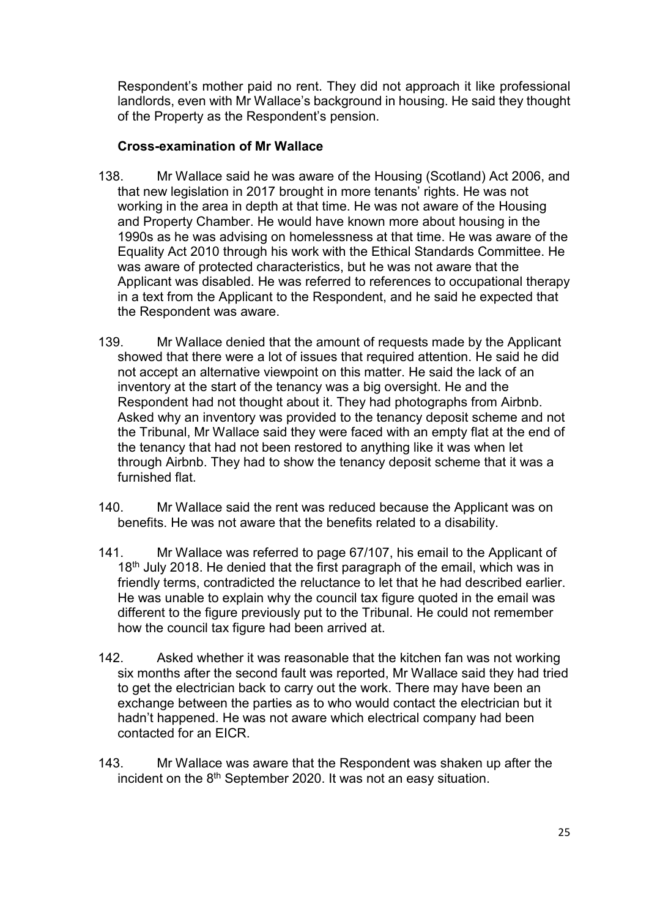Respondent's mother paid no rent. They did not approach it like professional landlords, even with Mr Wallace's background in housing. He said they thought of the Property as the Respondent's pension.

**Cross-examination of Mr Wallace**

138. Mr Wallace said he was aware of the Housing (Scotland) Act 2006, and that new legislation in 2017 brought in more tenants' rights. He was not working in the area in depth at that time. He was not aware of the Housing and Property Chamber. He would have known more about housing in the 1990s as he was advising on homelessness at that time. He was aware of the Equality Act 2010 through his work with the Ethical Standards Committee. He was aware of protected characteristics, but he was not aware that the Applicant was disabled. He was referred to references to occupational therapy in a text from the Applicant to the Respondent, and he said he expected that the Respondent was aware.

139. Mr Wallace denied that the amount of requests made by the Applicant showed that there were a lot of issues that required attention. He said he did not accept an alternative viewpoint on this matter. He said the lack of an inventory at the start of the tenancy was a big oversight. He and the Respondent had not thought about it. They had photographs from Airbnb. Asked why an inventory was provided to the tenancy deposit scheme and not the Tribunal, Mr Wallace said they were faced with an empty flat at the end of the tenancy that had not been restored to anything like it was when let through Airbnb. They had to show the tenancy deposit scheme that it was a furnished flat.

140. Mr Wallace said the rent was reduced because the Applicant was on benefits. He was not aware that the benefits related to a disability.

141. Mr Wallace was referred to page 67/107, his email to the Applicant of 18th July 2018. He denied that the first paragraph of the email, which was in friendly terms, contradicted the reluctance to let that he had described earlier. He was unable to explain why the council tax figure quoted in the email was different to the figure previously put to the Tribunal. He could not remember how the council tax figure had been arrived at.

142. Asked whether it was reasonable that the kitchen fan was not working six months after the second fault was reported, Mr Wallace said they had tried to get the electrician back to carry out the work. There may have been an exchange between the parties as to who would contact the electrician but it hadn't happened. He was not aware which electrical company had been contacted for an EICR.

143. Mr Wallace was aware that the Respondent was shaken up after the incident on the 8th September 2020. It was not an easy situation.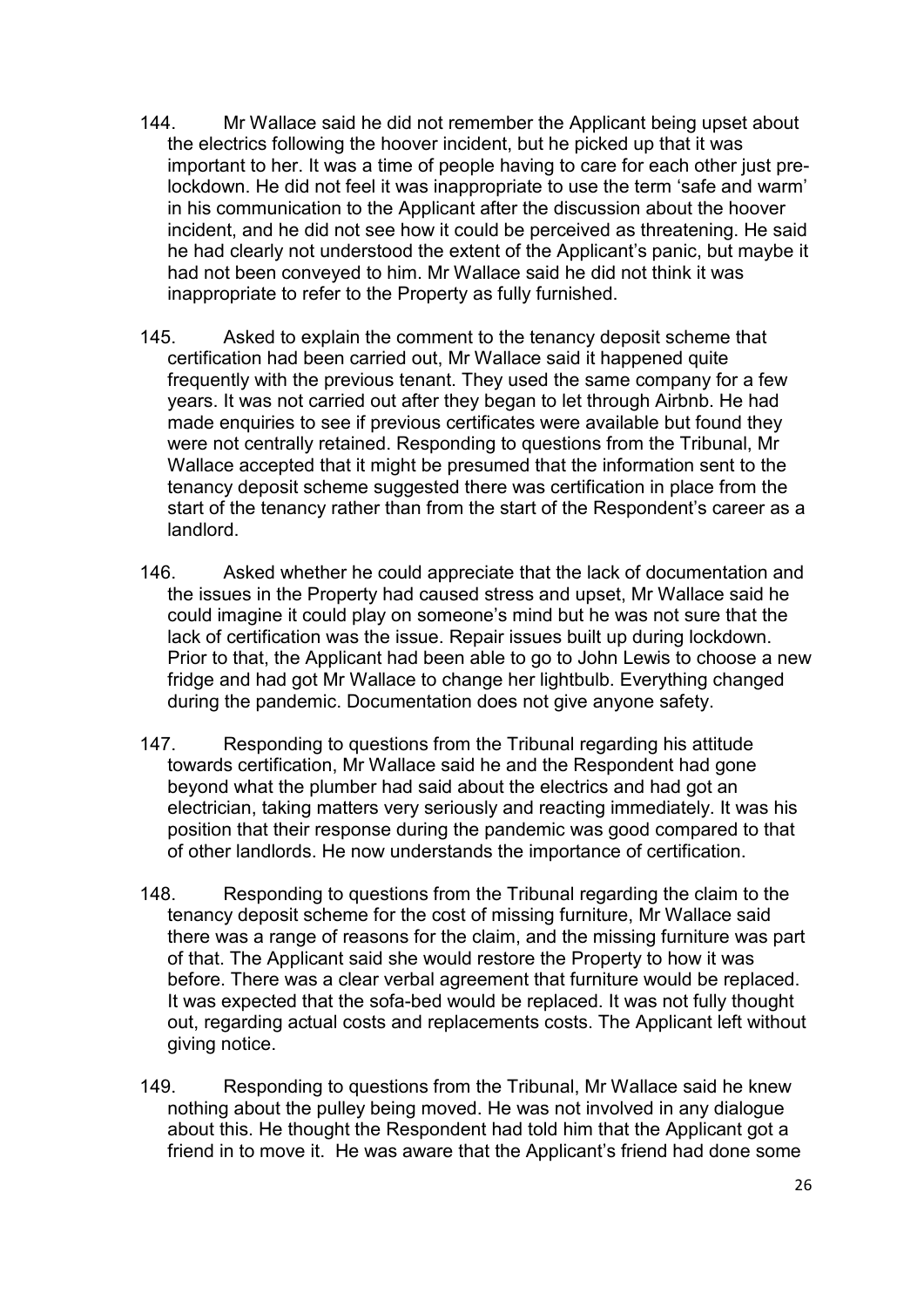144. Mr Wallace said he did not remember the Applicant being upset about the electrics following the hoover incident, but he picked up that it was important to her. It was a time of people having to care for each other just pre-lockdown. He did not feel it was inappropriate to use the term 'safe and warm' in his communication to the Applicant after the discussion about the hoover incident, and he did not see how it could be perceived as threatening. He said he had clearly not understood the extent of the Applicant's panic, but maybe it had not been conveyed to him. Mr Wallace said he did not think it was inappropriate to refer to the Property as fully furnished.

145. Asked to explain the comment to the tenancy deposit scheme that certification had been carried out, Mr Wallace said it happened quite frequently with the previous tenant. They used the same company for a few years. It was not carried out after they began to let through Airbnb. He had made enquiries to see if previous certificates were available but found they were not centrally retained. Responding to questions from the Tribunal, Mr Wallace accepted that it might be presumed that the information sent to the tenancy deposit scheme suggested there was certification in place from the start of the tenancy rather than from the start of the Respondent's career as a landlord.

146. Asked whether he could appreciate that the lack of documentation and the issues in the Property had caused stress and upset, Mr Wallace said he could imagine it could play on someone's mind but he was not sure that the lack of certification was the issue. Repair issues built up during lockdown. Prior to that, the Applicant had been able to go to John Lewis to choose a new fridge and had got Mr Wallace to change her lightbulb. Everything changed during the pandemic. Documentation does not give anyone safety.

147. Responding to questions from the Tribunal regarding his attitude towards certification, Mr Wallace said he and the Respondent had gone beyond what the plumber had said about the electrics and had got an electrician, taking matters very seriously and reacting immediately. It was his position that their response during the pandemic was good compared to that of other landlords. He now understands the importance of certification.

148. Responding to questions from the Tribunal regarding the claim to the tenancy deposit scheme for the cost of missing furniture, Mr Wallace said there was a range of reasons for the claim, and the missing furniture was part of that. The Applicant said she would restore the Property to how it was before. There was a clear verbal agreement that furniture would be replaced. It was expected that the sofa-bed would be replaced. It was not fully thought out, regarding actual costs and replacements costs. The Applicant left without giving notice.

149. Responding to questions from the Tribunal, Mr Wallace said he knew nothing about the pulley being moved. He was not involved in any dialogue about this. He thought the Respondent had told him that the Applicant got a friend in to move it. He was aware that the Applicant's friend had done some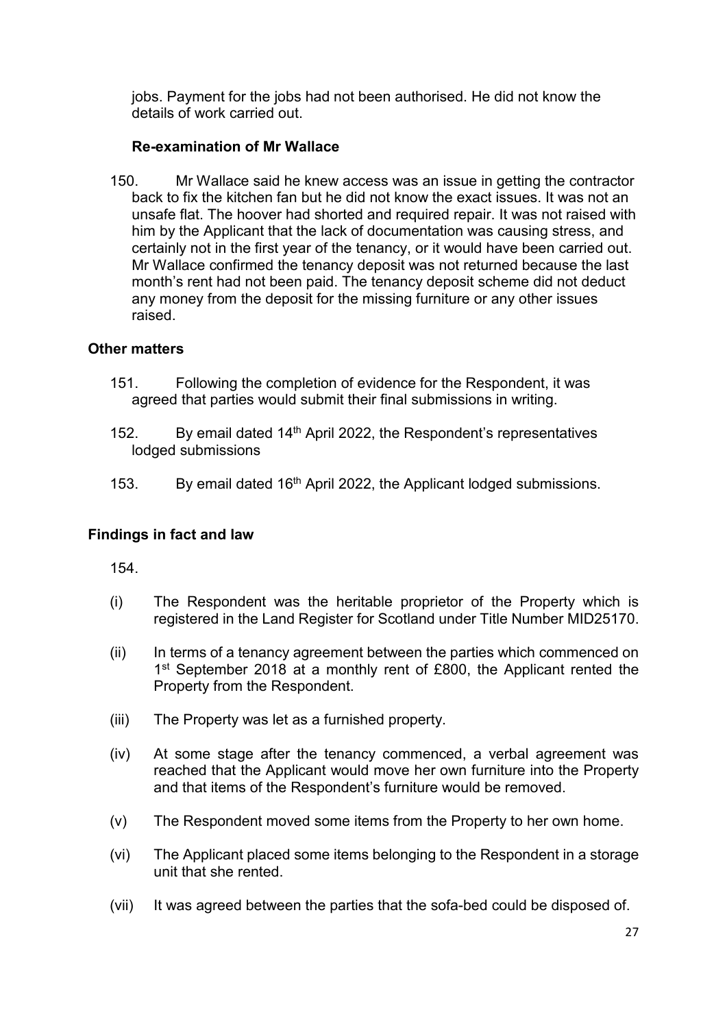jobs. Payment for the jobs had not been authorised. He did not know the details of work carried out.

**Re-examination of Mr Wallace**

150. Mr Wallace said he knew access was an issue in getting the contractor back to fix the kitchen fan but he did not know the exact issues. It was not an unsafe flat. The hoover had shorted and required repair. It was not raised with him by the Applicant that the lack of documentation was causing stress, and certainly not in the first year of the tenancy, or it would have been carried out. Mr Wallace confirmed the tenancy deposit was not returned because the last month's rent had not been paid. The tenancy deposit scheme did not deduct any money from the deposit for the missing furniture or any other issues raised.

### Other matters

151. Following the completion of evidence for the Respondent, it was agreed that parties would submit their final submissions in writing.

152. By email dated 14th April 2022, the Respondent's representatives lodged submissions

153. By email dated 16th April 2022, the Applicant lodged submissions.

### Findings in fact and law

154.

(i) The Respondent was the heritable proprietor of the Property which is registered in the Land Register for Scotland under Title Number MID25170.

(ii) In terms of a tenancy agreement between the parties which commenced on 1st September 2018 at a monthly rent of £800, the Applicant rented the Property from the Respondent.

(iii) The Property was let as a furnished property.

(iv) At some stage after the tenancy commenced, a verbal agreement was reached that the Applicant would move her own furniture into the Property and that items of the Respondent's furniture would be removed.

(v) The Respondent moved some items from the Property to her own home.

(vi) The Applicant placed some items belonging to the Respondent in a storage unit that she rented.

(vii) It was agreed between the parties that the sofa-bed could be disposed of.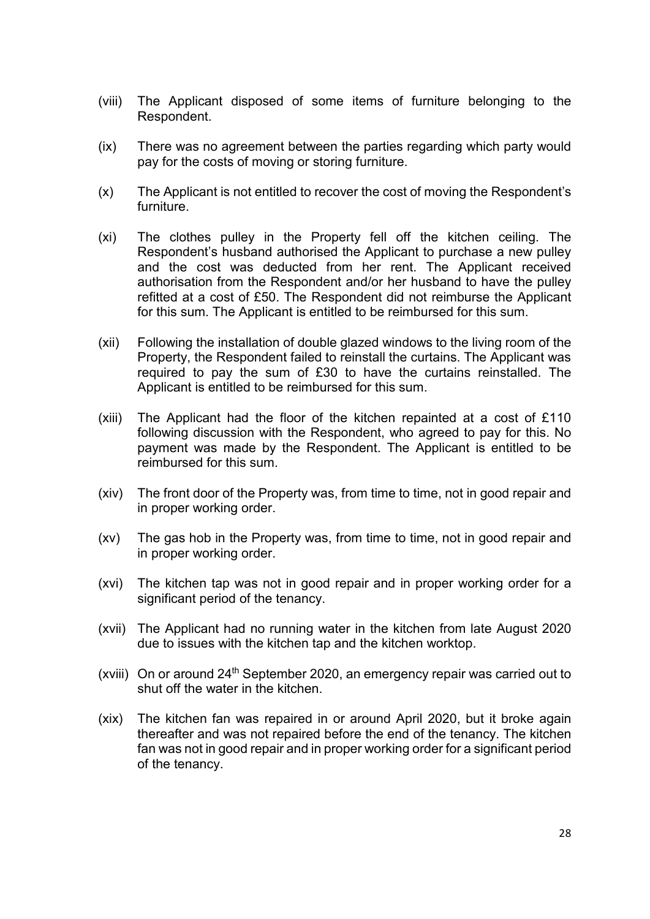(viii) The Applicant disposed of some items of furniture belonging to the Respondent.

(ix) There was no agreement between the parties regarding which party would pay for the costs of moving or storing furniture.

(x) The Applicant is not entitled to recover the cost of moving the Respondent's furniture.

(xi) The clothes pulley in the Property fell off the kitchen ceiling. The Respondent's husband authorised the Applicant to purchase a new pulley and the cost was deducted from her rent. The Applicant received authorisation from the Respondent and/or her husband to have the pulley refitted at a cost of £50. The Respondent did not reimburse the Applicant for this sum. The Applicant is entitled to be reimbursed for this sum.

(xii) Following the installation of double glazed windows to the living room of the Property, the Respondent failed to reinstall the curtains. The Applicant was required to pay the sum of £30 to have the curtains reinstalled. The Applicant is entitled to be reimbursed for this sum.

(xiii) The Applicant had the floor of the kitchen repainted at a cost of £110 following discussion with the Respondent, who agreed to pay for this. No payment was made by the Respondent. The Applicant is entitled to be reimbursed for this sum.

(xiv) The front door of the Property was, from time to time, not in good repair and in proper working order.

(xv) The gas hob in the Property was, from time to time, not in good repair and in proper working order.

(xvi) The kitchen tap was not in good repair and in proper working order for a significant period of the tenancy.

(xvii) The Applicant had no running water in the kitchen from late August 2020 due to issues with the kitchen tap and the kitchen worktop.

(xviii) On or around 24th September 2020, an emergency repair was carried out to shut off the water in the kitchen.

(xix) The kitchen fan was repaired in or around April 2020, but it broke again thereafter and was not repaired before the end of the tenancy. The kitchen fan was not in good repair and in proper working order for a significant period of the tenancy.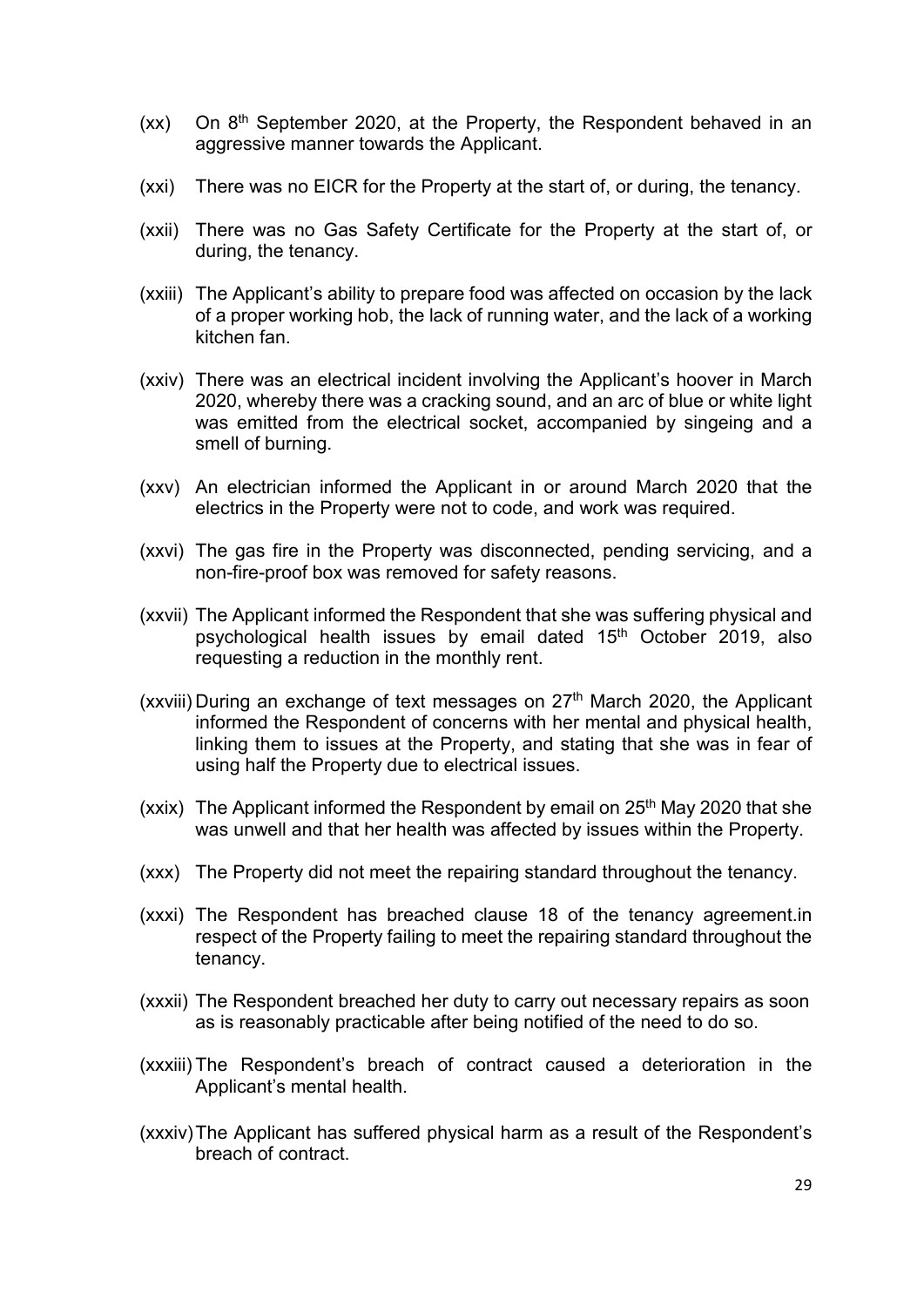(xx) On 8th September 2020, at the Property, the Respondent behaved in an aggressive manner towards the Applicant.

(xxi) There was no EICR for the Property at the start of, or during, the tenancy.

(xxii) There was no Gas Safety Certificate for the Property at the start of, or during, the tenancy.

(xxiii) The Applicant's ability to prepare food was affected on occasion by the lack of a proper working hob, the lack of running water, and the lack of a working kitchen fan.

(xxiv) There was an electrical incident involving the Applicant's hoover in March 2020, whereby there was a cracking sound, and an arc of blue or white light was emitted from the electrical socket, accompanied by singeing and a smell of burning.

(xxv) An electrician informed the Applicant in or around March 2020 that the electrics in the Property were not to code, and work was required.

(xxvi) The gas fire in the Property was disconnected, pending servicing, and a non-fire-proof box was removed for safety reasons.

(xxvii) The Applicant informed the Respondent that she was suffering physical and psychological health issues by email dated 15th October 2019, also requesting a reduction in the monthly rent.

(xxviii) During an exchange of text messages on 27th March 2020, the Applicant informed the Respondent of concerns with her mental and physical health, linking them to issues at the Property, and stating that she was in fear of using half the Property due to electrical issues.

(xxix) The Applicant informed the Respondent by email on 25th May 2020 that she was unwell and that her health was affected by issues within the Property.

(xxx) The Property did not meet the repairing standard throughout the tenancy.

(xxxi) The Respondent has breached clause 18 of the tenancy agreement.in respect of the Property failing to meet the repairing standard throughout the tenancy.

(xxxii) The Respondent breached her duty to carry out necessary repairs as soon as is reasonably practicable after being notified of the need to do so.

(xxxiii) The Respondent's breach of contract caused a deterioration in the Applicant's mental health.

(xxxiv) The Applicant has suffered physical harm as a result of the Respondent's breach of contract.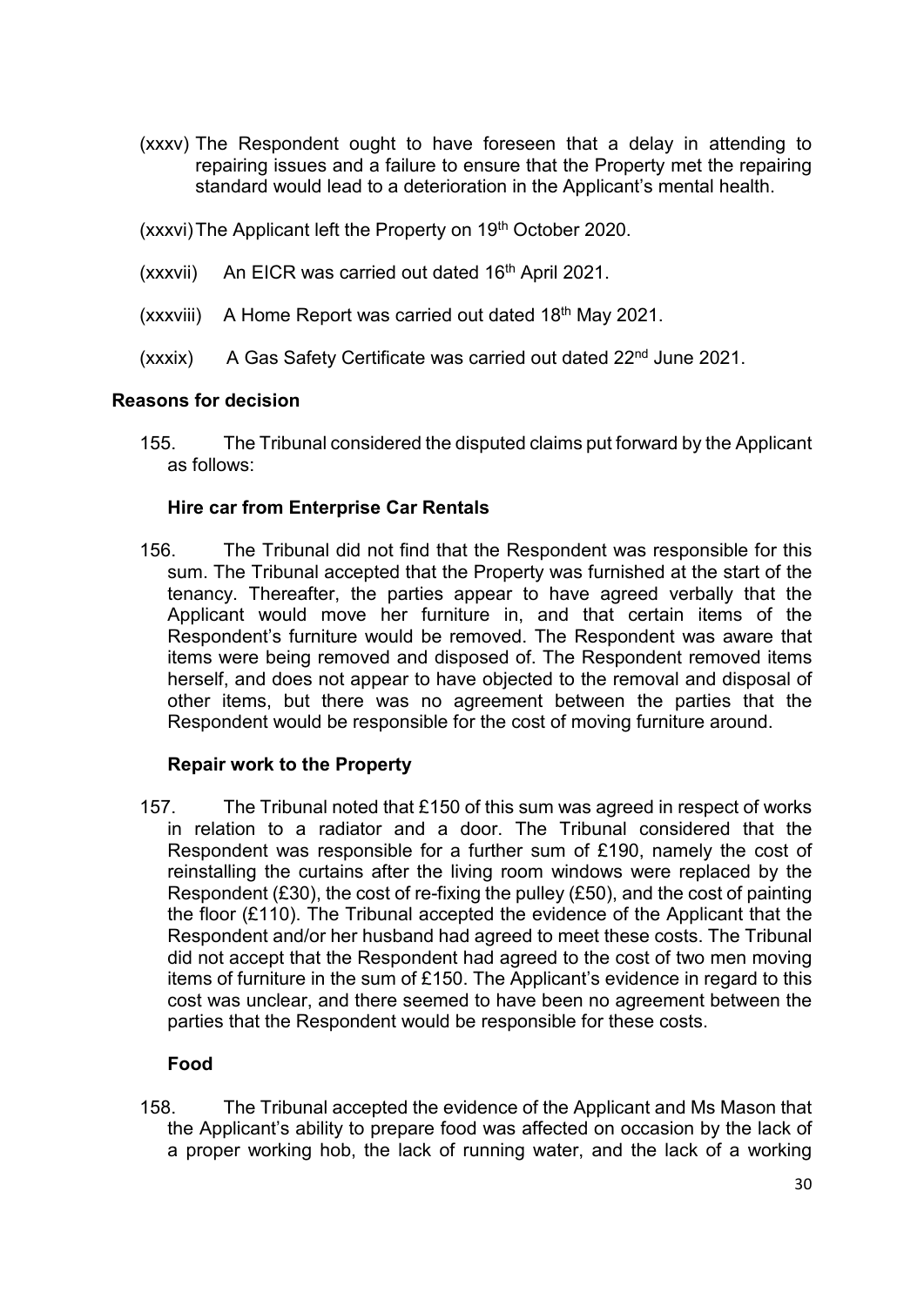(xxxv) The Respondent ought to have foreseen that a delay in attending to repairing issues and a failure to ensure that the Property met the repairing standard would lead to a deterioration in the Applicant's mental health.

(xxxvi) The Applicant left the Property on 19th October 2020.

(xxxvii) An EICR was carried out dated 16th April 2021.

(xxxviii) A Home Report was carried out dated 18th May 2021.

(xxxix) A Gas Safety Certificate was carried out dated 22nd June 2021.

## Reasons for decision

155. The Tribunal considered the disputed claims put forward by the Applicant as follows:

### Hire car from Enterprise Car Rentals

156. The Tribunal did not find that the Respondent was responsible for this sum. The Tribunal accepted that the Property was furnished at the start of the tenancy. Thereafter, the parties appear to have agreed verbally that the Applicant would move her furniture in, and that certain items of the Respondent's furniture would be removed. The Respondent was aware that items were being removed and disposed of. The Respondent removed items herself, and does not appear to have objected to the removal and disposal of other items, but there was no agreement between the parties that the Respondent would be responsible for the cost of moving furniture around.

### Repair work to the Property

157. The Tribunal noted that £150 of this sum was agreed in respect of works in relation to a radiator and a door. The Tribunal considered that the Respondent was responsible for a further sum of £190, namely the cost of reinstalling the curtains after the living room windows were replaced by the Respondent (£30), the cost of re-fixing the pulley (£50), and the cost of painting the floor (£110). The Tribunal accepted the evidence of the Applicant that the Respondent and/or her husband had agreed to meet these costs. The Tribunal did not accept that the Respondent had agreed to the cost of two men moving items of furniture in the sum of £150. The Applicant's evidence in regard to this cost was unclear, and there seemed to have been no agreement between the parties that the Respondent would be responsible for these costs.

### Food

158. The Tribunal accepted the evidence of the Applicant and Ms Mason that the Applicant's ability to prepare food was affected on occasion by the lack of a proper working hob, the lack of running water, and the lack of a working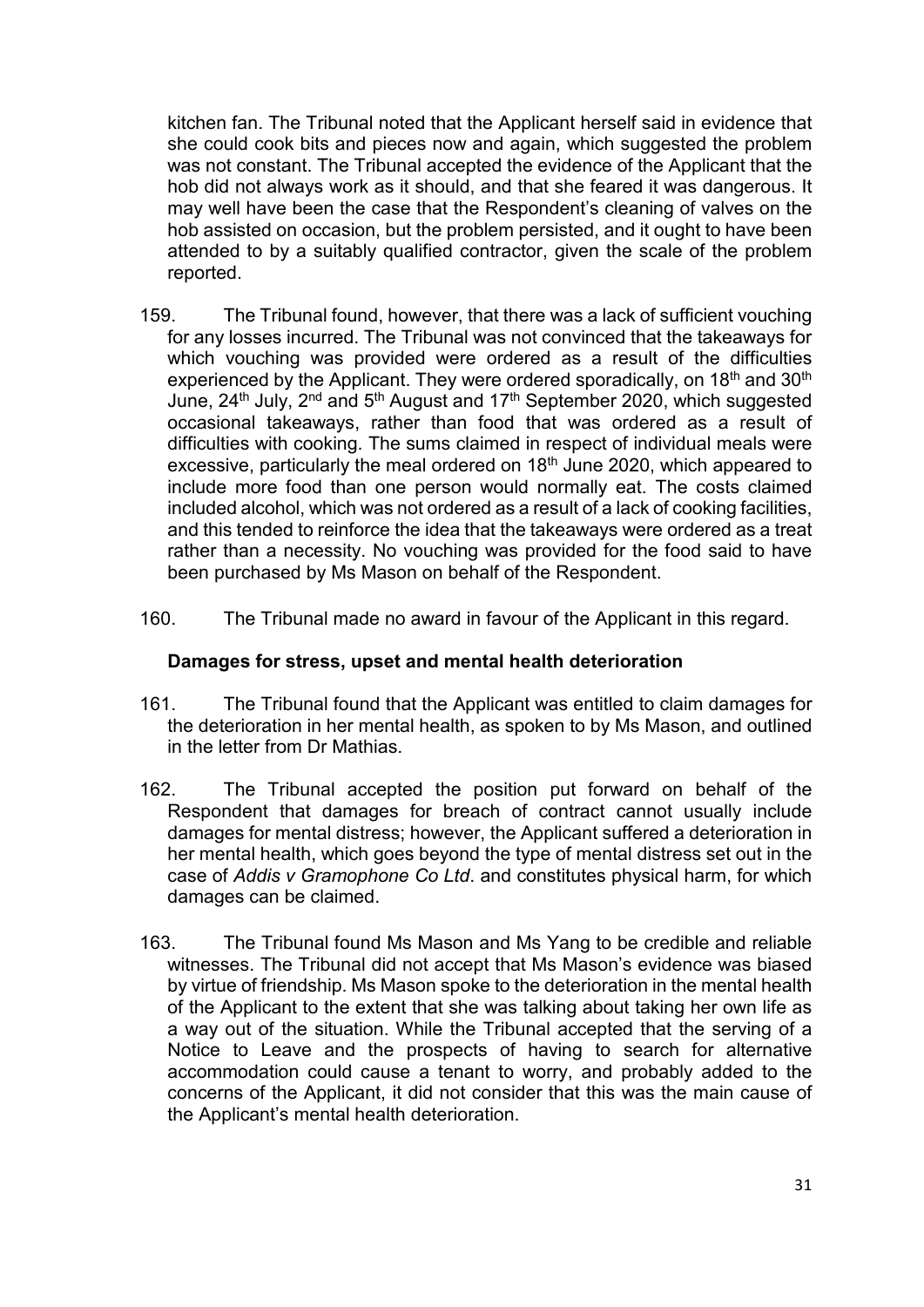kitchen fan. The Tribunal noted that the Applicant herself said in evidence that she could cook bits and pieces now and again, which suggested the problem was not constant. The Tribunal accepted the evidence of the Applicant that the hob did not always work as it should, and that she feared it was dangerous. It may well have been the case that the Respondent's cleaning of valves on the hob assisted on occasion, but the problem persisted, and it ought to have been attended to by a suitably qualified contractor, given the scale of the problem reported.

159. The Tribunal found, however, that there was a lack of sufficient vouching for any losses incurred. The Tribunal was not convinced that the takeaways for which vouching was provided were ordered as a result of the difficulties experienced by the Applicant. They were ordered sporadically, on 18th and 30th June, 24th July, 2nd and 5th August and 17th September 2020, which suggested occasional takeaways, rather than food that was ordered as a result of difficulties with cooking. The sums claimed in respect of individual meals were excessive, particularly the meal ordered on 18th June 2020, which appeared to include more food than one person would normally eat. The costs claimed included alcohol, which was not ordered as a result of a lack of cooking facilities, and this tended to reinforce the idea that the takeaways were ordered as a treat rather than a necessity. No vouching was provided for the food said to have been purchased by Ms Mason on behalf of the Respondent.

160. The Tribunal made no award in favour of the Applicant in this regard.

**Damages for stress, upset and mental health deterioration**

161. The Tribunal found that the Applicant was entitled to claim damages for the deterioration in her mental health, as spoken to by Ms Mason, and outlined in the letter from Dr Mathias.

162. The Tribunal accepted the position put forward on behalf of the Respondent that damages for breach of contract cannot usually include damages for mental distress; however, the Applicant suffered a deterioration in her mental health, which goes beyond the type of mental distress set out in the case of *Addis v Gramophone Co Ltd*. and constitutes physical harm, for which damages can be claimed.

163. The Tribunal found Ms Mason and Ms Yang to be credible and reliable witnesses. The Tribunal did not accept that Ms Mason's evidence was biased by virtue of friendship. Ms Mason spoke to the deterioration in the mental health of the Applicant to the extent that she was talking about taking her own life as a way out of the situation. While the Tribunal accepted that the serving of a Notice to Leave and the prospects of having to search for alternative accommodation could cause a tenant to worry, and probably added to the concerns of the Applicant, it did not consider that this was the main cause of the Applicant's mental health deterioration.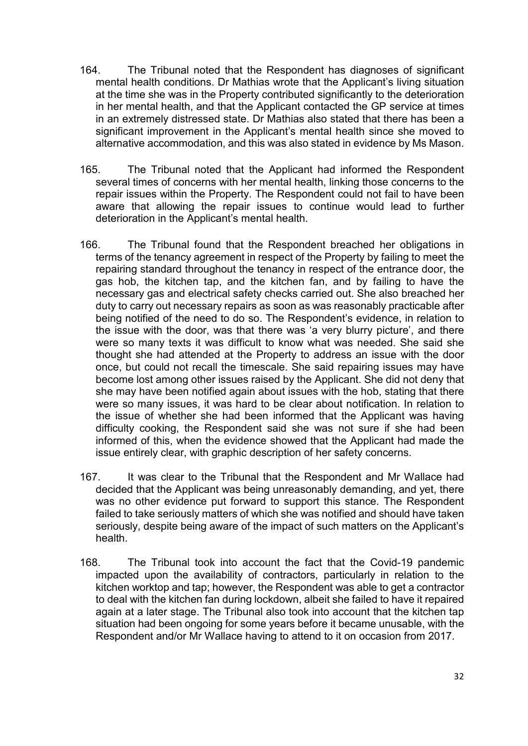164. The Tribunal noted that the Respondent has diagnoses of significant mental health conditions. Dr Mathias wrote that the Applicant's living situation at the time she was in the Property contributed significantly to the deterioration in her mental health, and that the Applicant contacted the GP service at times in an extremely distressed state. Dr Mathias also stated that there has been a significant improvement in the Applicant's mental health since she moved to alternative accommodation, and this was also stated in evidence by Ms Mason.

165. The Tribunal noted that the Applicant had informed the Respondent several times of concerns with her mental health, linking those concerns to the repair issues within the Property. The Respondent could not fail to have been aware that allowing the repair issues to continue would lead to further deterioration in the Applicant's mental health.

166. The Tribunal found that the Respondent breached her obligations in terms of the tenancy agreement in respect of the Property by failing to meet the repairing standard throughout the tenancy in respect of the entrance door, the gas hob, the kitchen tap, and the kitchen fan, and by failing to have the necessary gas and electrical safety checks carried out. She also breached her duty to carry out necessary repairs as soon as was reasonably practicable after being notified of the need to do so. The Respondent's evidence, in relation to the issue with the door, was that there was 'a very blurry picture', and there were so many texts it was difficult to know what was needed. She said she thought she had attended at the Property to address an issue with the door once, but could not recall the timescale. She said repairing issues may have become lost among other issues raised by the Applicant. She did not deny that she may have been notified again about issues with the hob, stating that there were so many issues, it was hard to be clear about notification. In relation to the issue of whether she had been informed that the Applicant was having difficulty cooking, the Respondent said she was not sure if she had been informed of this, when the evidence showed that the Applicant had made the issue entirely clear, with graphic description of her safety concerns.

167. It was clear to the Tribunal that the Respondent and Mr Wallace had decided that the Applicant was being unreasonably demanding, and yet, there was no other evidence put forward to support this stance. The Respondent failed to take seriously matters of which she was notified and should have taken seriously, despite being aware of the impact of such matters on the Applicant's health.

168. The Tribunal took into account the fact that the Covid-19 pandemic impacted upon the availability of contractors, particularly in relation to the kitchen worktop and tap; however, the Respondent was able to get a contractor to deal with the kitchen fan during lockdown, albeit she failed to have it repaired again at a later stage. The Tribunal also took into account that the kitchen tap situation had been ongoing for some years before it became unusable, with the Respondent and/or Mr Wallace having to attend to it on occasion from 2017.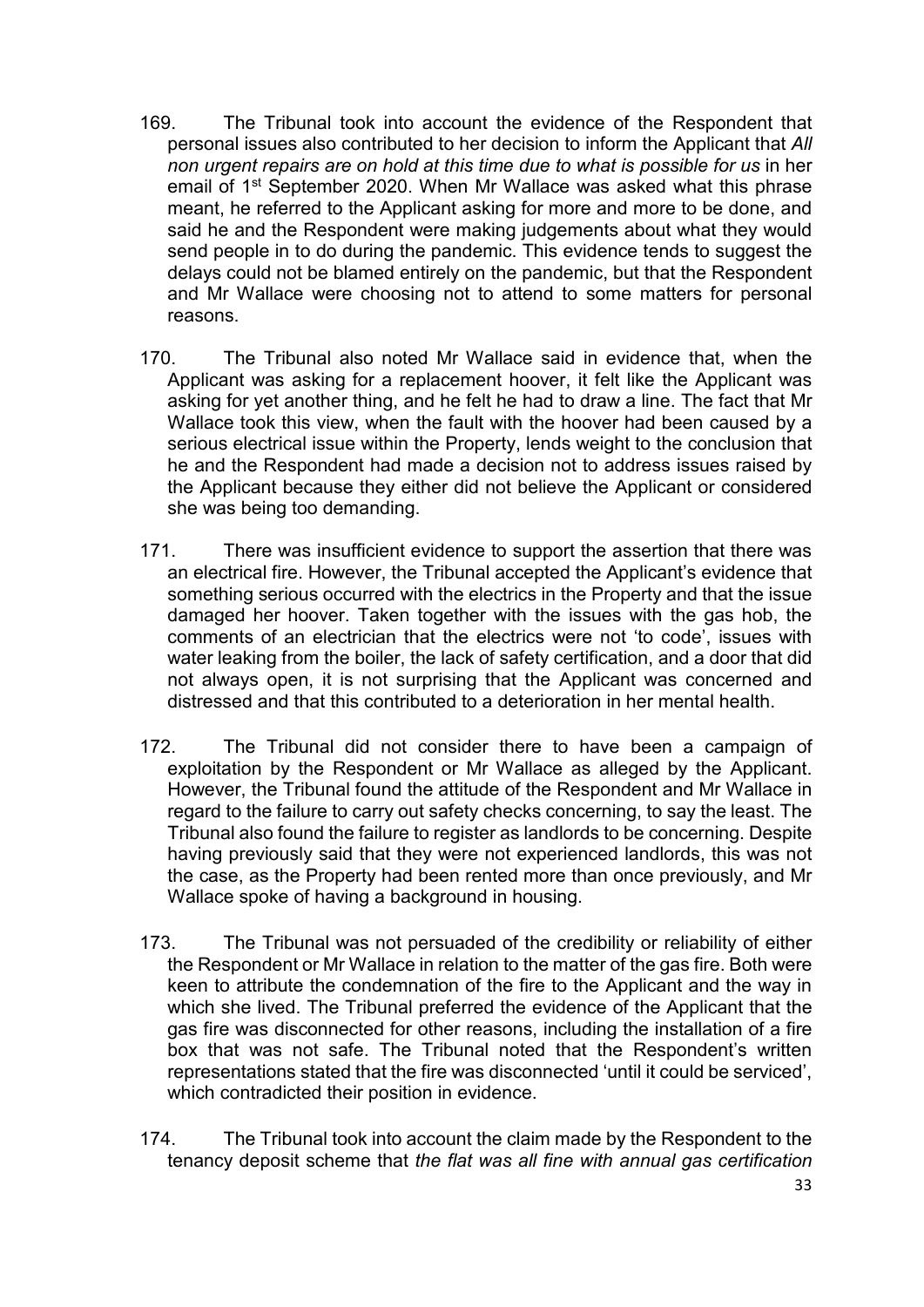169. The Tribunal took into account the evidence of the Respondent that personal issues also contributed to her decision to inform the Applicant that *All non urgent repairs are on hold at this time due to what is possible for us* in her email of 1st September 2020. When Mr Wallace was asked what this phrase meant, he referred to the Applicant asking for more and more to be done, and said he and the Respondent were making judgements about what they would send people in to do during the pandemic. This evidence tends to suggest the delays could not be blamed entirely on the pandemic, but that the Respondent and Mr Wallace were choosing not to attend to some matters for personal reasons.

170. The Tribunal also noted Mr Wallace said in evidence that, when the Applicant was asking for a replacement hoover, it felt like the Applicant was asking for yet another thing, and he felt he had to draw a line. The fact that Mr Wallace took this view, when the fault with the hoover had been caused by a serious electrical issue within the Property, lends weight to the conclusion that he and the Respondent had made a decision not to address issues raised by the Applicant because they either did not believe the Applicant or considered she was being too demanding.

171. There was insufficient evidence to support the assertion that there was an electrical fire. However, the Tribunal accepted the Applicant's evidence that something serious occurred with the electrics in the Property and that the issue damaged her hoover. Taken together with the issues with the gas hob, the comments of an electrician that the electrics were not 'to code', issues with water leaking from the boiler, the lack of safety certification, and a door that did not always open, it is not surprising that the Applicant was concerned and distressed and that this contributed to a deterioration in her mental health.

172. The Tribunal did not consider there to have been a campaign of exploitation by the Respondent or Mr Wallace as alleged by the Applicant. However, the Tribunal found the attitude of the Respondent and Mr Wallace in regard to the failure to carry out safety checks concerning, to say the least. The Tribunal also found the failure to register as landlords to be concerning. Despite having previously said that they were not experienced landlords, this was not the case, as the Property had been rented more than once previously, and Mr Wallace spoke of having a background in housing.

173. The Tribunal was not persuaded of the credibility or reliability of either the Respondent or Mr Wallace in relation to the matter of the gas fire. Both were keen to attribute the condemnation of the fire to the Applicant and the way in which she lived. The Tribunal preferred the evidence of the Applicant that the gas fire was disconnected for other reasons, including the installation of a fire box that was not safe. The Tribunal noted that the Respondent's written representations stated that the fire was disconnected 'until it could be serviced', which contradicted their position in evidence.

174. The Tribunal took into account the claim made by the Respondent to the tenancy deposit scheme that *the flat was all fine with annual gas certification*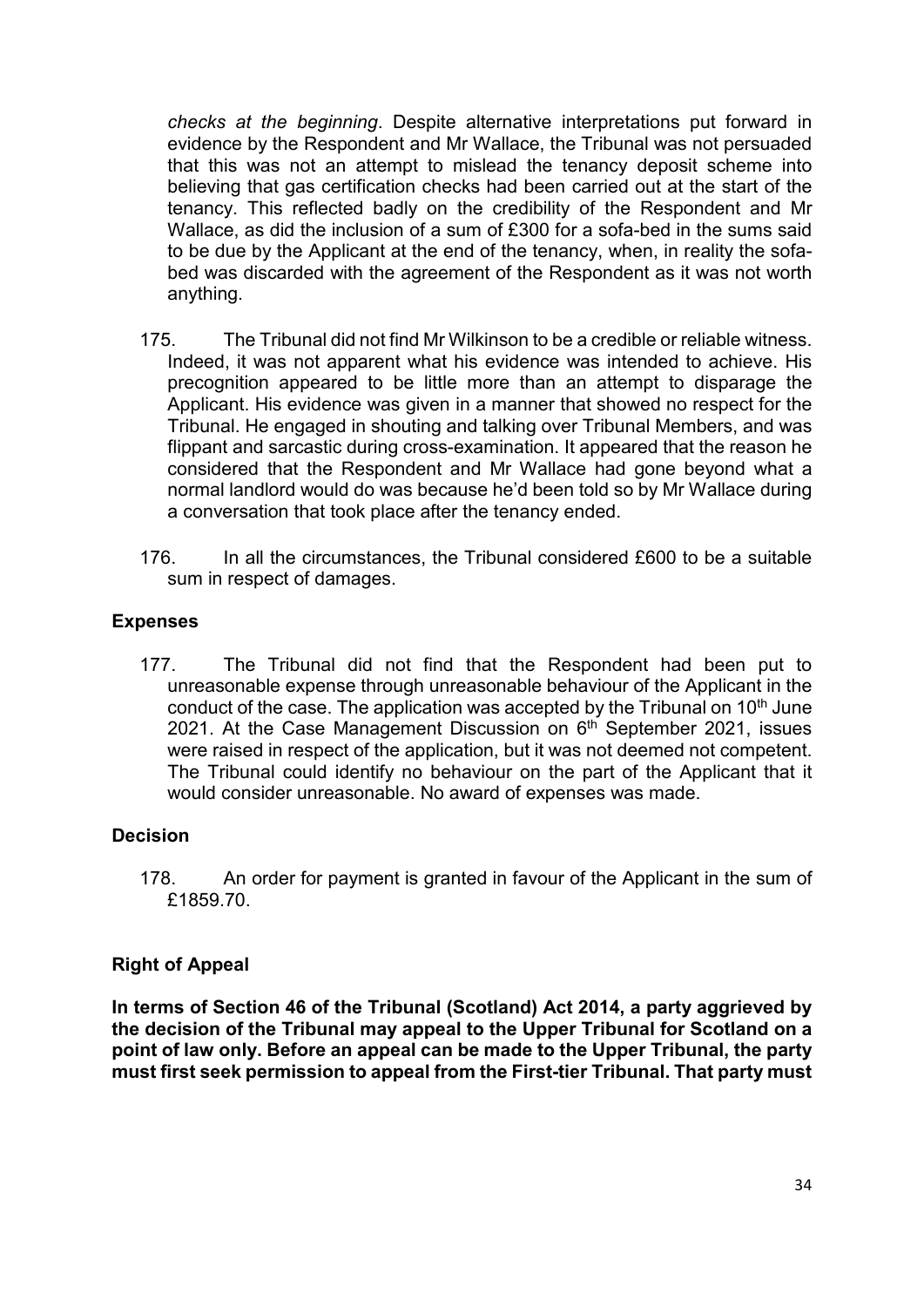*checks at the beginning*. Despite alternative interpretations put forward in evidence by the Respondent and Mr Wallace, the Tribunal was not persuaded that this was not an attempt to mislead the tenancy deposit scheme into believing that gas certification checks had been carried out at the start of the tenancy. This reflected badly on the credibility of the Respondent and Mr Wallace, as did the inclusion of a sum of £300 for a sofa-bed in the sums said to be due by the Applicant at the end of the tenancy, when, in reality the sofa-bed was discarded with the agreement of the Respondent as it was not worth anything.

175. The Tribunal did not find Mr Wilkinson to be a credible or reliable witness. Indeed, it was not apparent what his evidence was intended to achieve. His precognition appeared to be little more than an attempt to disparage the Applicant. His evidence was given in a manner that showed no respect for the Tribunal. He engaged in shouting and talking over Tribunal Members, and was flippant and sarcastic during cross-examination. It appeared that the reason he considered that the Respondent and Mr Wallace had gone beyond what a normal landlord would do was because he'd been told so by Mr Wallace during a conversation that took place after the tenancy ended.

176. In all the circumstances, the Tribunal considered £600 to be a suitable sum in respect of damages.

## Expenses

177. The Tribunal did not find that the Respondent had been put to unreasonable expense through unreasonable behaviour of the Applicant in the conduct of the case. The application was accepted by the Tribunal on 10th June 2021. At the Case Management Discussion on 6th September 2021, issues were raised in respect of the application, but it was not deemed not competent. The Tribunal could identify no behaviour on the part of the Applicant that it would consider unreasonable. No award of expenses was made.

## Decision

178. An order for payment is granted in favour of the Applicant in the sum of £1859.70.

## Right of Appeal

**In terms of Section 46 of the Tribunal (Scotland) Act 2014, a party aggrieved by the decision of the Tribunal may appeal to the Upper Tribunal for Scotland on a point of law only. Before an appeal can be made to the Upper Tribunal, the party must first seek permission to appeal from the First-tier Tribunal. That party must**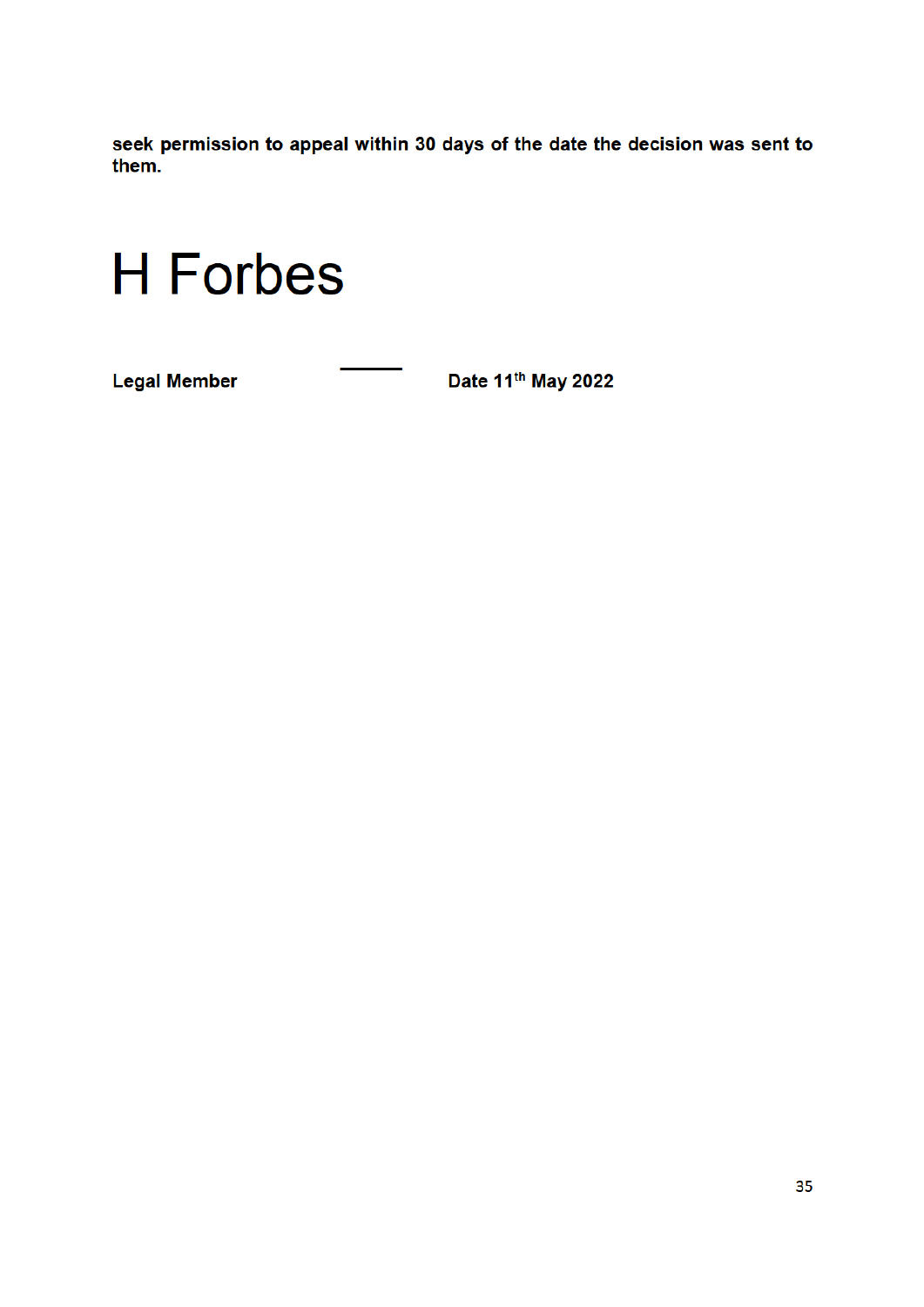**seek permission to appeal within 30 days of the date the decision was sent to them.**

H Forbes

**Legal Member** **Date 11th May 2022**